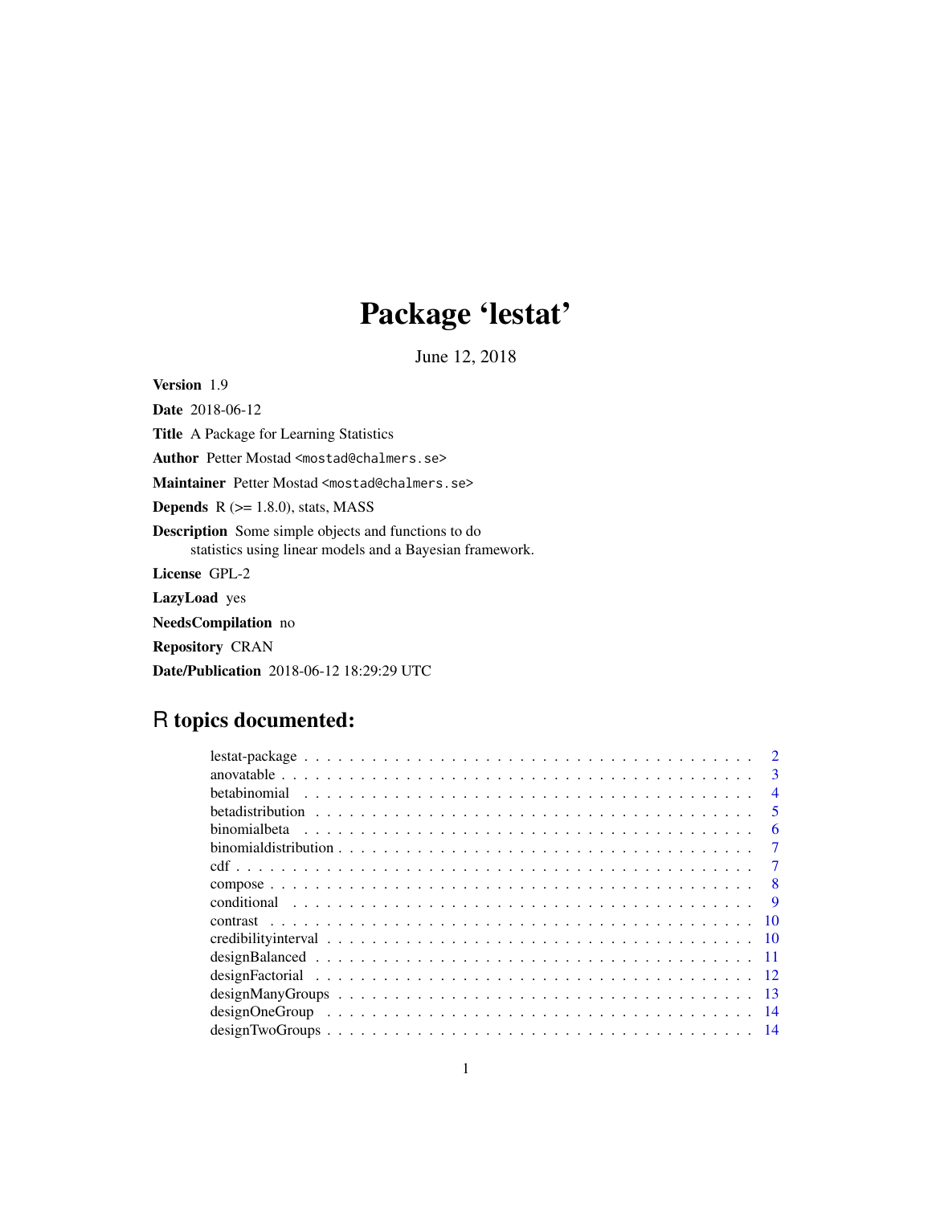# Package 'lestat'

June 12, 2018

**Version** 1.9

**Date** 2018-06-12

**Title** A Package for Learning Statistics

**Author** Petter Mostad <mostad@chalmers.se>

**Maintainer** Petter Mostad <mostad@chalmers.se>

**Depends** R (>= 1.8.0), stats, MASS

**Description** Some simple objects and functions to do statistics using linear models and a Bayesian framework.

**License** GPL-2

**LazyLoad** yes

**NeedsCompilation** no

**Repository** CRAN

**Date/Publication** 2018-06-12 18:29:29 UTC

## R topics documented:

| | |
|---|---|
| lestat-package | 2 |
| anovatable | 3 |
| betabinomial | 4 |
| betadistribution | 5 |
| binomialbeta | 6 |
| binomialdistribution | 7 |
| cdf | 7 |
| compose | 8 |
| conditional | 9 |
| contrast | 10 |
| credibilityinterval | 10 |
| designBalanced | 11 |
| designFactorial | 12 |
| designManyGroups | 13 |
| designOneGroup | 14 |
| designTwoGroups | 14 |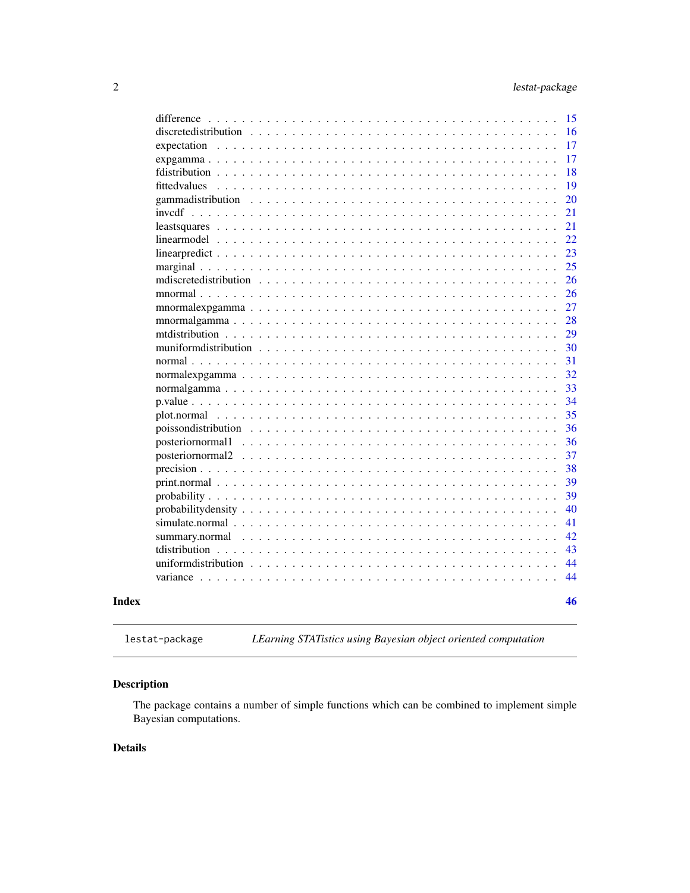difference . . . . . . . . . . . . . . . . . . . . . . . . . . . . . . . . . . . . . 15
discretedistribution . . . . . . . . . . . . . . . . . . . . . . . . . . . . . . . . . 16
expectation . . . . . . . . . . . . . . . . . . . . . . . . . . . . . . . . . . . . . 17
expgamma . . . . . . . . . . . . . . . . . . . . . . . . . . . . . . . . . . . . . . 17
fdistribution . . . . . . . . . . . . . . . . . . . . . . . . . . . . . . . . . . . . 18
fittedvalues . . . . . . . . . . . . . . . . . . . . . . . . . . . . . . . . . . . . 19
gammadistribution . . . . . . . . . . . . . . . . . . . . . . . . . . . . . . . . . 20
invcdf . . . . . . . . . . . . . . . . . . . . . . . . . . . . . . . . . . . . . . . 21
leastsquares . . . . . . . . . . . . . . . . . . . . . . . . . . . . . . . . . . . . 21
linearmodel . . . . . . . . . . . . . . . . . . . . . . . . . . . . . . . . . . . . . 22
linearpredict . . . . . . . . . . . . . . . . . . . . . . . . . . . . . . . . . . . . 23
marginal . . . . . . . . . . . . . . . . . . . . . . . . . . . . . . . . . . . . . . 25
mdiscretedistribution . . . . . . . . . . . . . . . . . . . . . . . . . . . . . . . . 26
mnormal . . . . . . . . . . . . . . . . . . . . . . . . . . . . . . . . . . . . . . . 26
mnormalexpgamma . . . . . . . . . . . . . . . . . . . . . . . . . . . . . . . . . . 27
mnormalgamma . . . . . . . . . . . . . . . . . . . . . . . . . . . . . . . . . . . . 28
mtdistribution . . . . . . . . . . . . . . . . . . . . . . . . . . . . . . . . . . . 29
muniformdistribution . . . . . . . . . . . . . . . . . . . . . . . . . . . . . . . . 30
normal . . . . . . . . . . . . . . . . . . . . . . . . . . . . . . . . . . . . . . . 31
normalexpgamma . . . . . . . . . . . . . . . . . . . . . . . . . . . . . . . . . . . 32
normalgamma . . . . . . . . . . . . . . . . . . . . . . . . . . . . . . . . . . . . . 33
p.value . . . . . . . . . . . . . . . . . . . . . . . . . . . . . . . . . . . . . . 34
plot.normal . . . . . . . . . . . . . . . . . . . . . . . . . . . . . . . . . . . . 35
poissondistribution . . . . . . . . . . . . . . . . . . . . . . . . . . . . . . . . . 36
posteriornormal1 . . . . . . . . . . . . . . . . . . . . . . . . . . . . . . . . . . 36
posteriornormal2 . . . . . . . . . . . . . . . . . . . . . . . . . . . . . . . . . . 37
precision . . . . . . . . . . . . . . . . . . . . . . . . . . . . . . . . . . . . . . 38
print.normal . . . . . . . . . . . . . . . . . . . . . . . . . . . . . . . . . . . . 39
probability . . . . . . . . . . . . . . . . . . . . . . . . . . . . . . . . . . . . . 39
probabilitydensity . . . . . . . . . . . . . . . . . . . . . . . . . . . . . . . . . 40
simulate.normal . . . . . . . . . . . . . . . . . . . . . . . . . . . . . . . . . . . 41
summary.normal . . . . . . . . . . . . . . . . . . . . . . . . . . . . . . . . . . . 42
tdistribution . . . . . . . . . . . . . . . . . . . . . . . . . . . . . . . . . . . . 43
uniformdistribution . . . . . . . . . . . . . . . . . . . . . . . . . . . . . . . . . 44
variance . . . . . . . . . . . . . . . . . . . . . . . . . . . . . . . . . . . . . . 44

**Index** **46**

---

`lestat-package` *LEarning STATistics using Bayesian object oriented computation*

---

## Description

The package contains a number of simple functions which can be combined to implement simple Bayesian computations.

## Details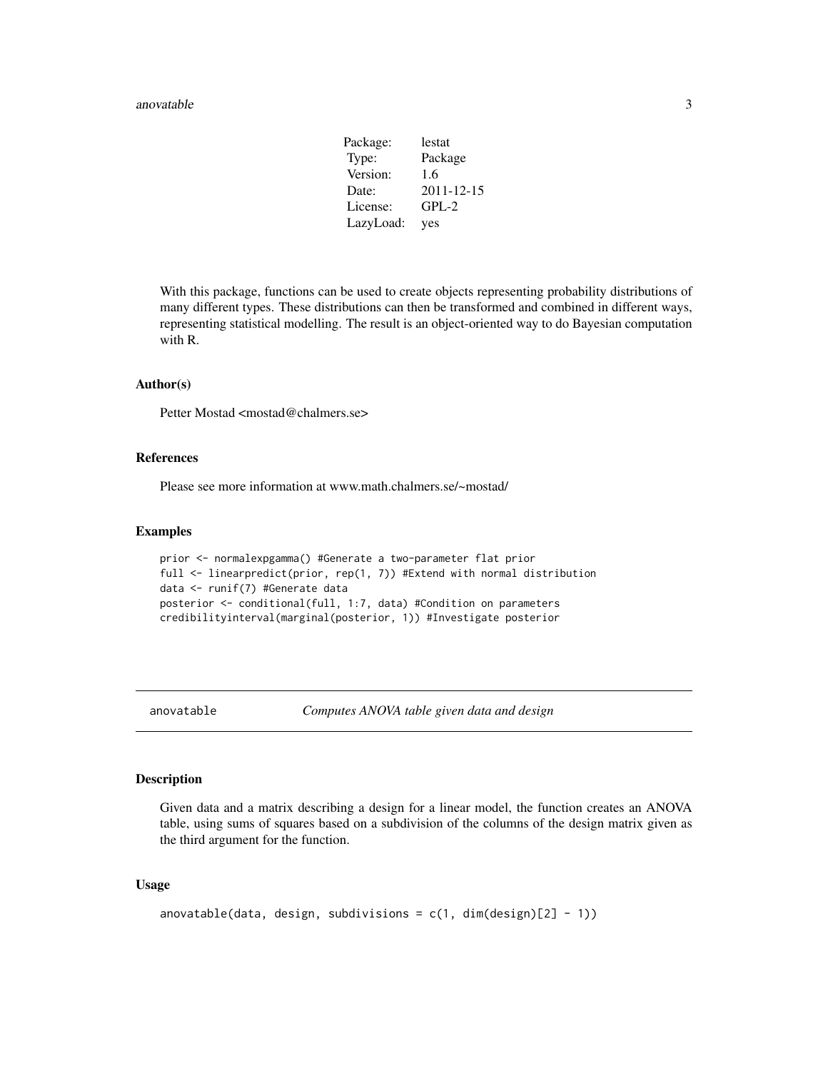| Package: | lestat |
| --- | --- |
| Type: | Package |
| Version: | 1.6 |
| Date: | 2011-12-15 |
| License: | GPL-2 |
| LazyLoad: | yes |

With this package, functions can be used to create objects representing probability distributions of many different types. These distributions can then be transformed and combined in different ways, representing statistical modelling. The result is an object-oriented way to do Bayesian computation with R.

### Author(s)

Petter Mostad <mostad@chalmers.se>

### References

Please see more information at www.math.chalmers.se/~mostad/

### Examples

```
prior <- normalexpgamma() #Generate a two-parameter flat prior
full <- linearpredict(prior, rep(1, 7)) #Extend with normal distribution
data <- runif(7) #Generate data
posterior <- conditional(full, 1:7, data) #Condition on parameters
credibilityinterval(marginal(posterior, 1)) #Investigate posterior
```

---

## anovatable — *Computes ANOVA table given data and design*

### Description

Given data and a matrix describing a design for a linear model, the function creates an ANOVA table, using sums of squares based on a subdivision of the columns of the design matrix given as the third argument for the function.

### Usage

```
anovatable(data, design, subdivisions = c(1, dim(design)[2] - 1))
```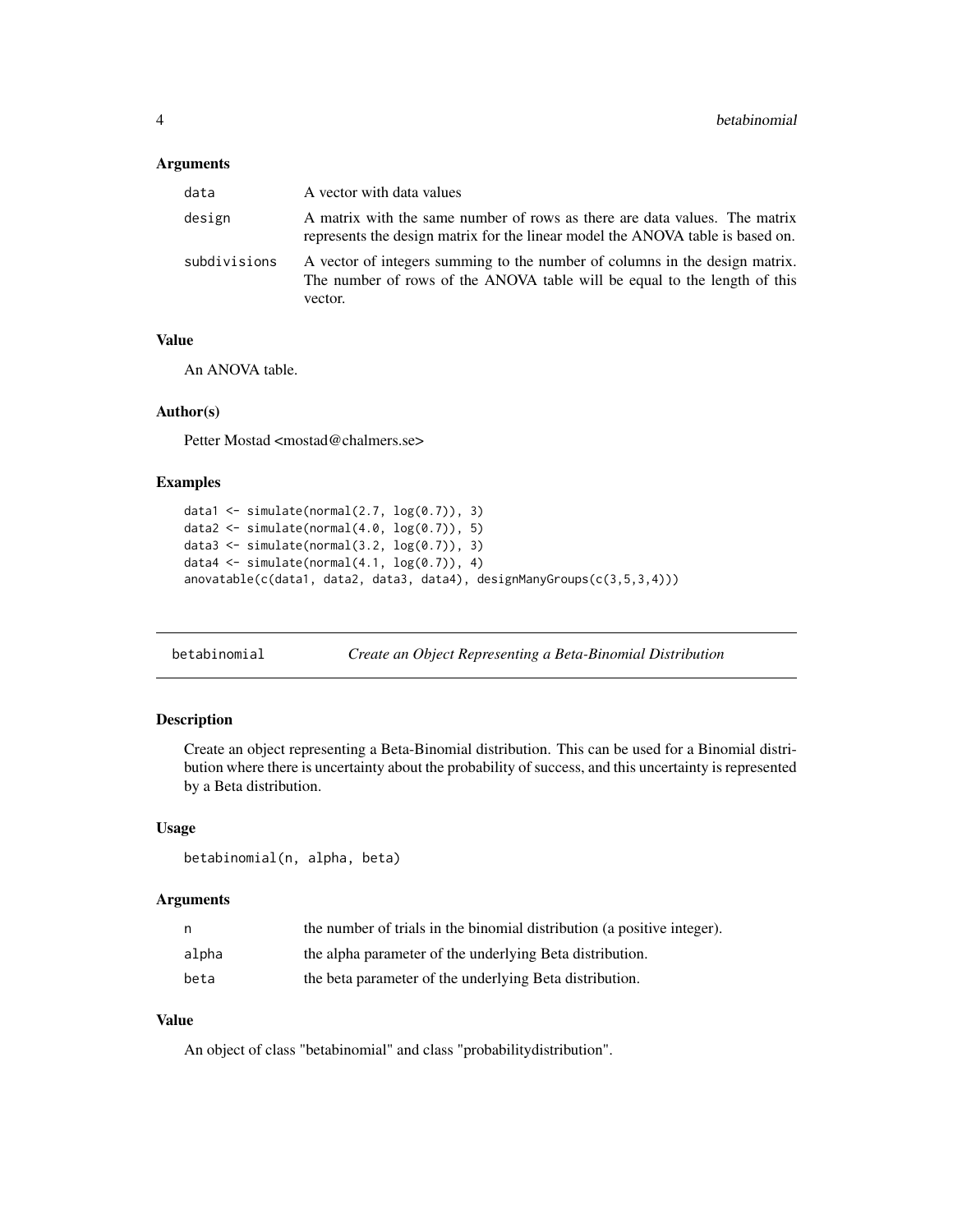### Arguments

| | |
|---|---|
| data | A vector with data values |
| design | A matrix with the same number of rows as there are data values. The matrix represents the design matrix for the linear model the ANOVA table is based on. |
| subdivisions | A vector of integers summing to the number of columns in the design matrix. The number of rows of the ANOVA table will be equal to the length of this vector. |

### Value

An ANOVA table.

### Author(s)

Petter Mostad <mostad@chalmers.se>

### Examples

```
data1 <- simulate(normal(2.7, log(0.7)), 3)
data2 <- simulate(normal(4.0, log(0.7)), 5)
data3 <- simulate(normal(3.2, log(0.7)), 3)
data4 <- simulate(normal(4.1, log(0.7)), 4)
anovatable(c(data1, data2, data3, data4), designManyGroups(c(3,5,3,4)))
```

---

## betabinomial — *Create an Object Representing a Beta-Binomial Distribution*

---

### Description

Create an object representing a Beta-Binomial distribution. This can be used for a Binomial distribution where there is uncertainty about the probability of success, and this uncertainty is represented by a Beta distribution.

### Usage

```
betabinomial(n, alpha, beta)
```

### Arguments

| | |
|---|---|
| n | the number of trials in the binomial distribution (a positive integer). |
| alpha | the alpha parameter of the underlying Beta distribution. |
| beta | the beta parameter of the underlying Beta distribution. |

### Value

An object of class "betabinomial" and class "probabilitydistribution".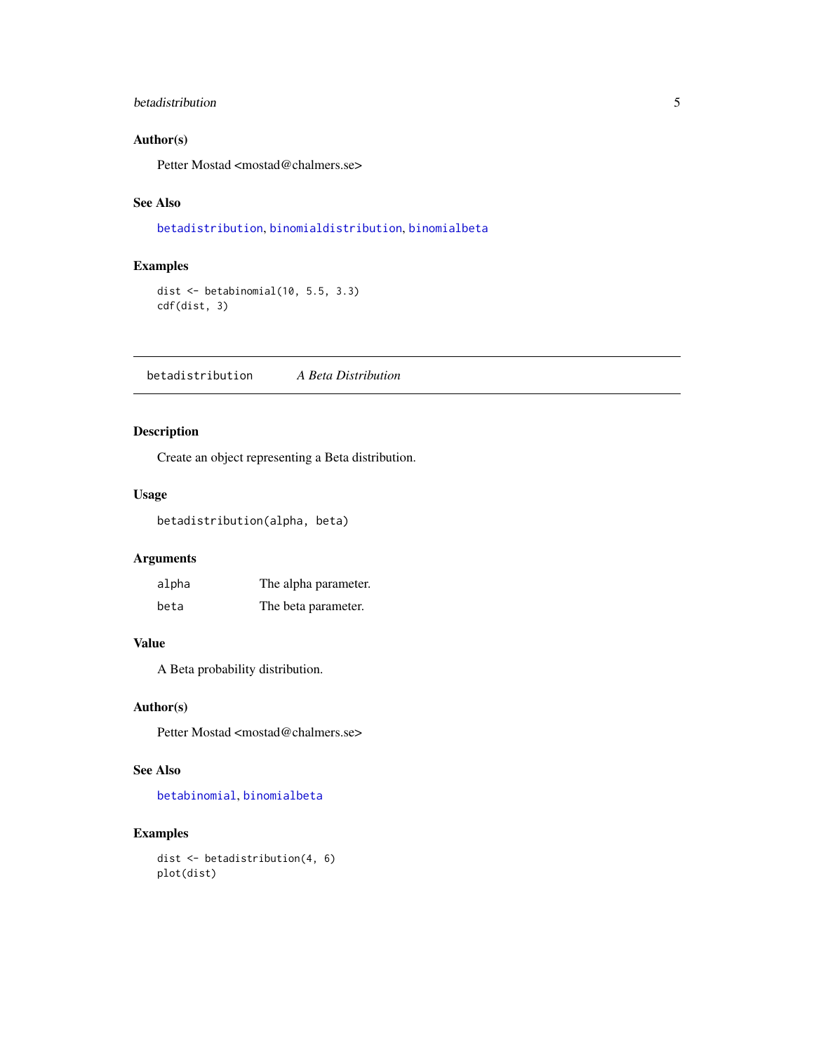### Author(s)

Petter Mostad <mostad@chalmers.se>

### See Also

betadistribution, binomialdistribution, binomialbeta

### Examples

```
dist <- betabinomial(10, 5.5, 3.3)
cdf(dist, 3)
```

---

## betadistribution — *A Beta Distribution*

### Description

Create an object representing a Beta distribution.

### Usage

```
betadistribution(alpha, beta)
```

### Arguments

| | |
|---|---|
| alpha | The alpha parameter. |
| beta | The beta parameter. |

### Value

A Beta probability distribution.

### Author(s)

Petter Mostad <mostad@chalmers.se>

### See Also

betabinomial, binomialbeta

### Examples

```
dist <- betadistribution(4, 6)
plot(dist)
```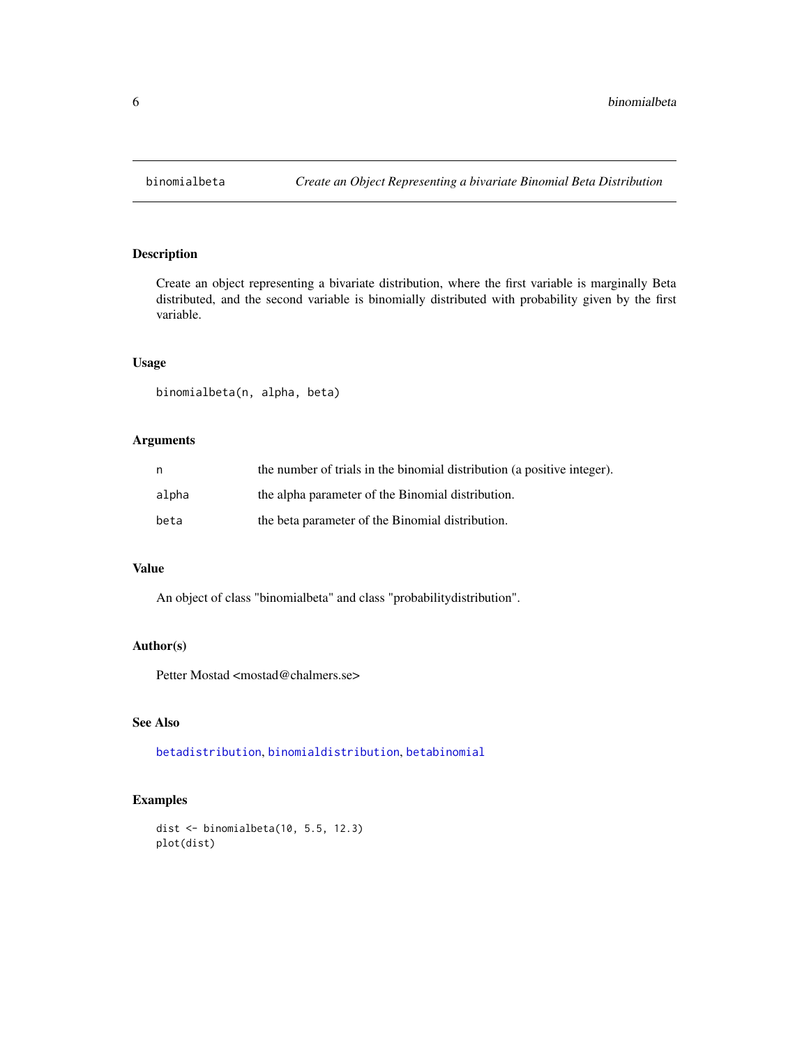# binomialbeta — *Create an Object Representing a bivariate Binomial Beta Distribution*

## Description

Create an object representing a bivariate distribution, where the first variable is marginally Beta distributed, and the second variable is binomially distributed with probability given by the first variable.

## Usage

```
binomialbeta(n, alpha, beta)
```

## Arguments

| | |
|---|---|
| `n` | the number of trials in the binomial distribution (a positive integer). |
| `alpha` | the alpha parameter of the Binomial distribution. |
| `beta` | the beta parameter of the Binomial distribution. |

## Value

An object of class "binomialbeta" and class "probabilitydistribution".

## Author(s)

Petter Mostad <mostad@chalmers.se>

## See Also

`betadistribution`, `binomialdistribution`, `betabinomial`

## Examples

```
dist <- binomialbeta(10, 5.5, 12.3)
plot(dist)
```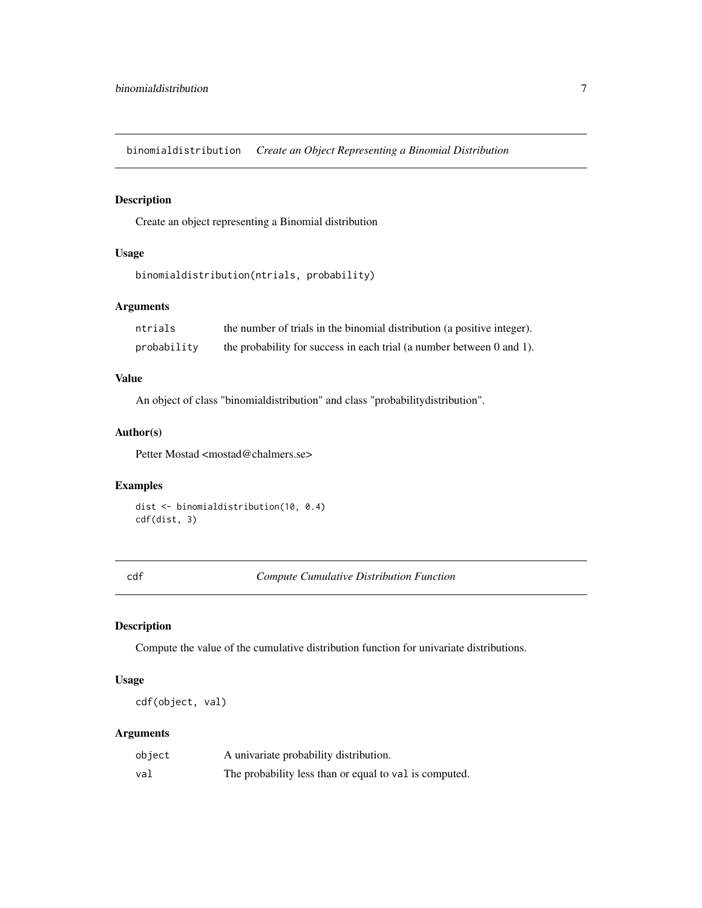## binomialdistribution *Create an Object Representing a Binomial Distribution*

### Description

Create an object representing a Binomial distribution

### Usage

```
binomialdistribution(ntrials, probability)
```

### Arguments

| | |
|---|---|
| `ntrials` | the number of trials in the binomial distribution (a positive integer). |
| `probability` | the probability for success in each trial (a number between 0 and 1). |

### Value

An object of class "binomialdistribution" and class "probabilitydistribution".

### Author(s)

Petter Mostad <mostad@chalmers.se>

### Examples

```
dist <- binomialdistribution(10, 0.4)
cdf(dist, 3)
```

## cdf *Compute Cumulative Distribution Function*

### Description

Compute the value of the cumulative distribution function for univariate distributions.

### Usage

```
cdf(object, val)
```

### Arguments

| | |
|---|---|
| `object` | A univariate probability distribution. |
| `val` | The probability less than or equal to `val` is computed. |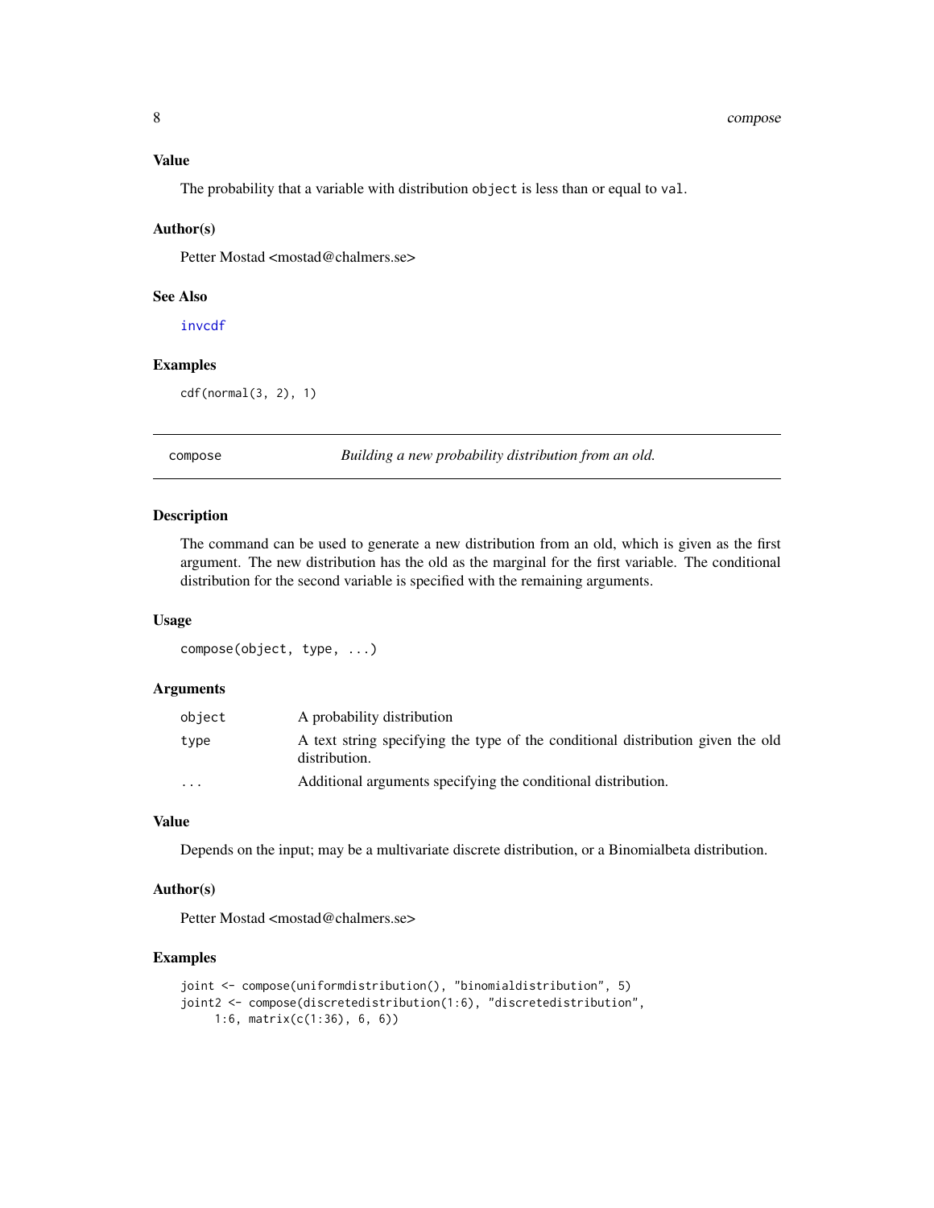### Value

The probability that a variable with distribution `object` is less than or equal to `val`.

### Author(s)

Petter Mostad <mostad@chalmers.se>

### See Also

invcdf

### Examples

```
cdf(normal(3, 2), 1)
```

---

## compose — *Building a new probability distribution from an old.*

### Description

The command can be used to generate a new distribution from an old, which is given as the first argument. The new distribution has the old as the marginal for the first variable. The conditional distribution for the second variable is specified with the remaining arguments.

### Usage

```
compose(object, type, ...)
```

### Arguments

| | |
|---|---|
| `object` | A probability distribution |
| `type` | A text string specifying the type of the conditional distribution given the old distribution. |
| `...` | Additional arguments specifying the conditional distribution. |

### Value

Depends on the input; may be a multivariate discrete distribution, or a Binomialbeta distribution.

### Author(s)

Petter Mostad <mostad@chalmers.se>

### Examples

```
joint <- compose(uniformdistribution(), "binomialdistribution", 5)
joint2 <- compose(discretedistribution(1:6), "discretedistribution",
     1:6, matrix(c(1:36), 6, 6))
```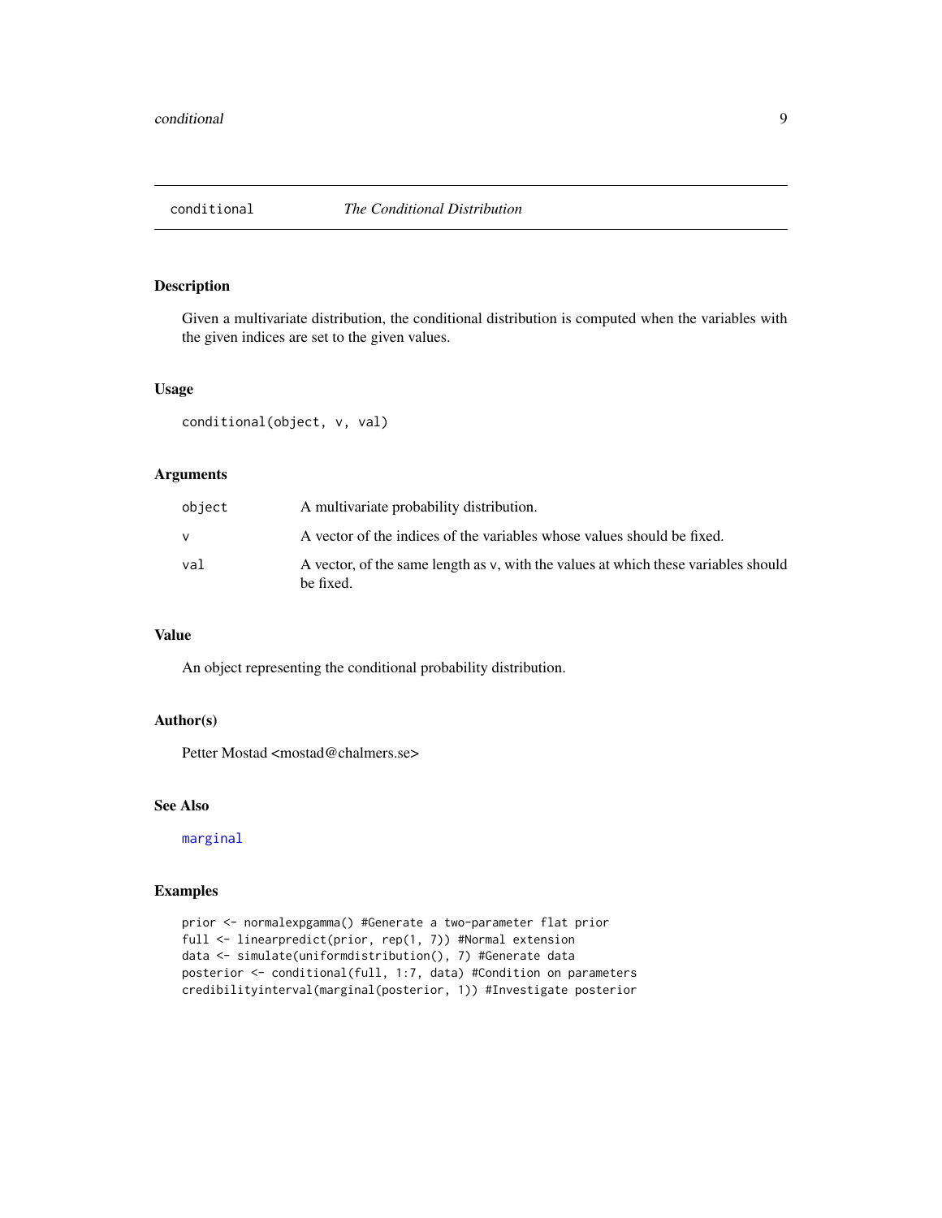## conditional — *The Conditional Distribution*

### Description

Given a multivariate distribution, the conditional distribution is computed when the variables with the given indices are set to the given values.

### Usage

```
conditional(object, v, val)
```

### Arguments

| | |
|---|---|
| `object` | A multivariate probability distribution. |
| `v` | A vector of the indices of the variables whose values should be fixed. |
| `val` | A vector, of the same length as `v`, with the values at which these variables should be fixed. |

### Value

An object representing the conditional probability distribution.

### Author(s)

Petter Mostad <mostad@chalmers.se>

### See Also

`marginal`

### Examples

```
prior <- normalexpgamma() #Generate a two-parameter flat prior
full <- linearpredict(prior, rep(1, 7)) #Normal extension
data <- simulate(uniformdistribution(), 7) #Generate data
posterior <- conditional(full, 1:7, data) #Condition on parameters
credibilityinterval(marginal(posterior, 1)) #Investigate posterior
```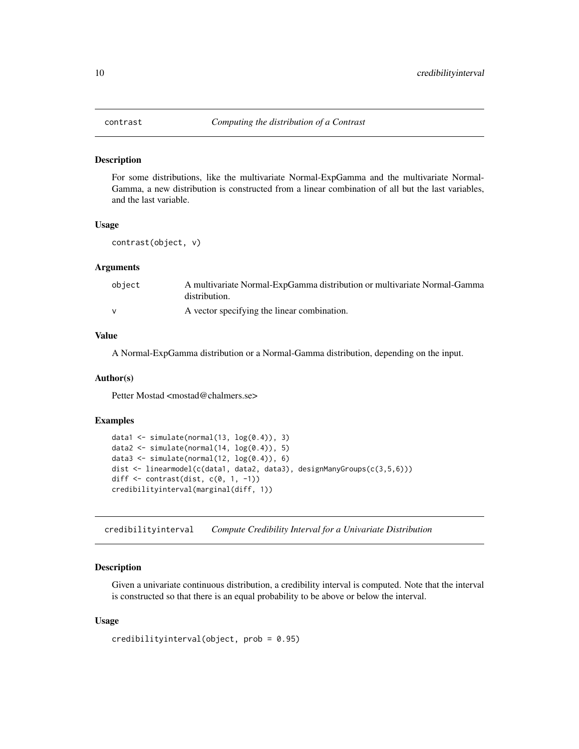## contrast *Computing the distribution of a Contrast*

### Description

For some distributions, like the multivariate Normal-ExpGamma and the multivariate Normal-Gamma, a new distribution is constructed from a linear combination of all but the last variables, and the last variable.

### Usage

```
contrast(object, v)
```

### Arguments

| | |
|---|---|
| object | A multivariate Normal-ExpGamma distribution or multivariate Normal-Gamma distribution. |
| v | A vector specifying the linear combination. |

### Value

A Normal-ExpGamma distribution or a Normal-Gamma distribution, depending on the input.

### Author(s)

Petter Mostad <mostad@chalmers.se>

### Examples

```
data1 <- simulate(normal(13, log(0.4)), 3)
data2 <- simulate(normal(14, log(0.4)), 5)
data3 <- simulate(normal(12, log(0.4)), 6)
dist <- linearmodel(c(data1, data2, data3), designManyGroups(c(3,5,6)))
diff <- contrast(dist, c(0, 1, -1))
credibilityinterval(marginal(diff, 1))
```

## credibilityinterval *Compute Credibility Interval for a Univariate Distribution*

### Description

Given a univariate continuous distribution, a credibility interval is computed. Note that the interval is constructed so that there is an equal probability to be above or below the interval.

### Usage

```
credibilityinterval(object, prob = 0.95)
```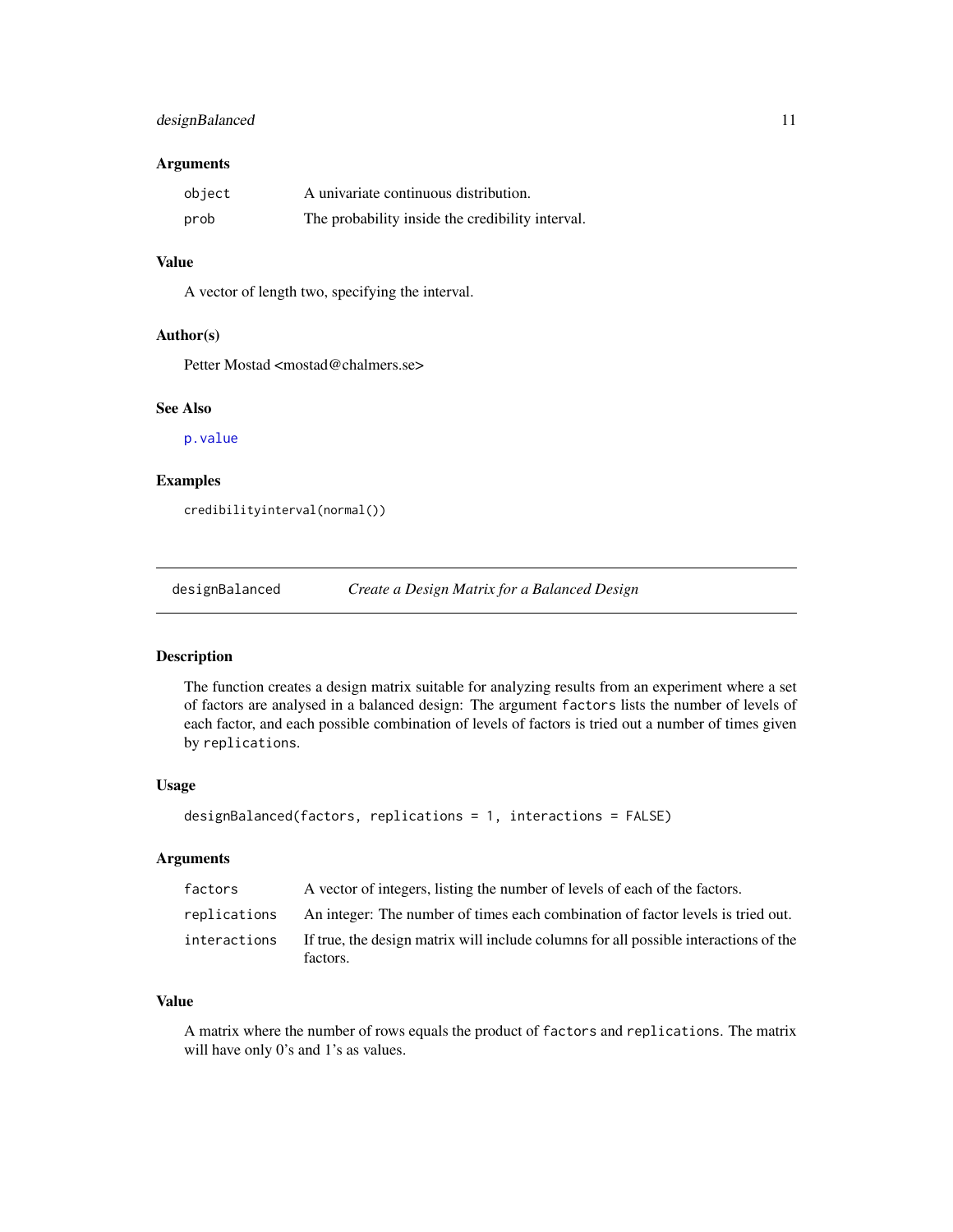### Arguments

| | |
|---|---|
| `object` | A univariate continuous distribution. |
| `prob` | The probability inside the credibility interval. |

### Value

A vector of length two, specifying the interval.

### Author(s)

Petter Mostad <mostad@chalmers.se>

### See Also

`p.value`

### Examples

```
credibilityinterval(normal())
```

---

## `designBalanced` *Create a Design Matrix for a Balanced Design*

---

### Description

The function creates a design matrix suitable for analyzing results from an experiment where a set of factors are analysed in a balanced design: The argument `factors` lists the number of levels of each factor, and each possible combination of levels of factors is tried out a number of times given by `replications`.

### Usage

```
designBalanced(factors, replications = 1, interactions = FALSE)
```

### Arguments

| | |
|---|---|
| `factors` | A vector of integers, listing the number of levels of each of the factors. |
| `replications` | An integer: The number of times each combination of factor levels is tried out. |
| `interactions` | If true, the design matrix will include columns for all possible interactions of the factors. |

### Value

A matrix where the number of rows equals the product of `factors` and `replications`. The matrix will have only 0's and 1's as values.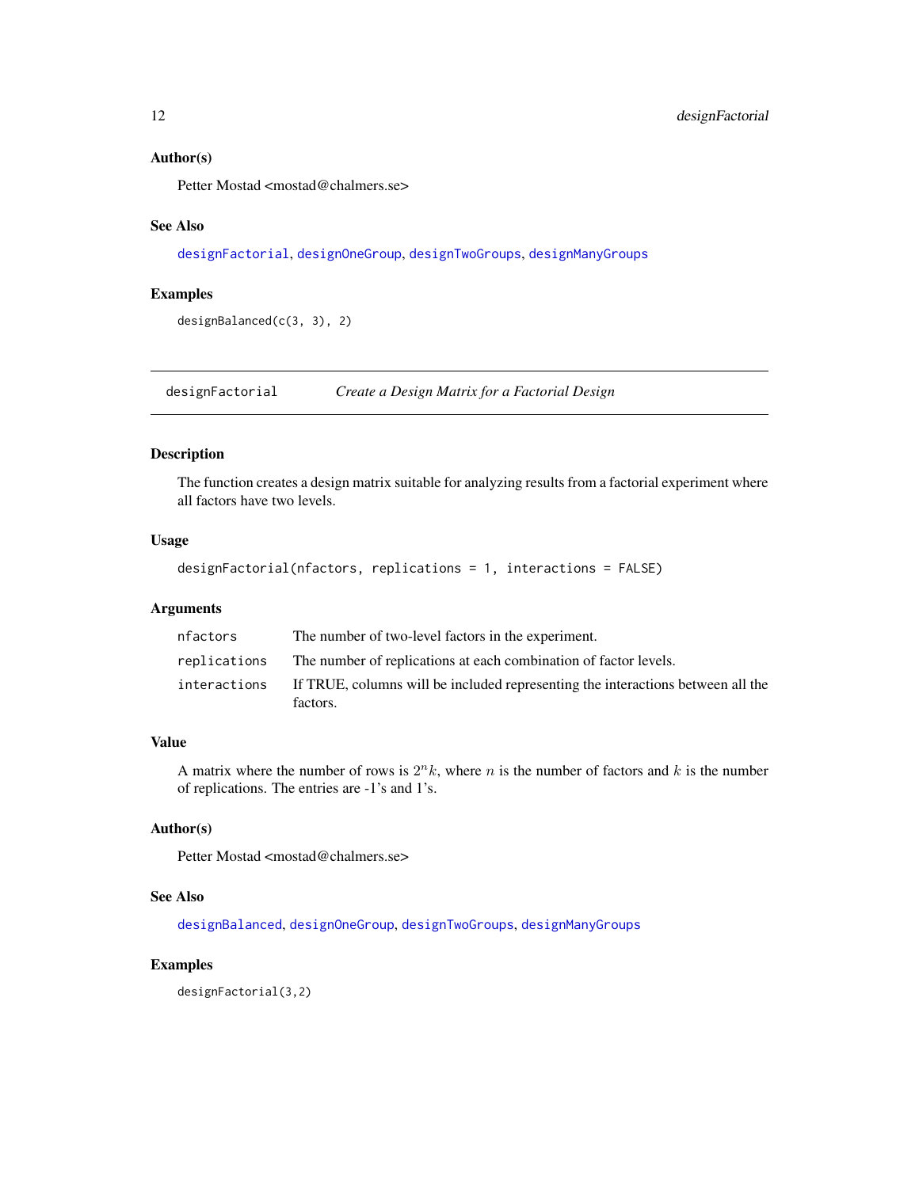### Author(s)

Petter Mostad <mostad@chalmers.se>

### See Also

designFactorial, designOneGroup, designTwoGroups, designManyGroups

### Examples

```
designBalanced(c(3, 3), 2)
```

---

## designFactorial — *Create a Design Matrix for a Factorial Design*

### Description

The function creates a design matrix suitable for analyzing results from a factorial experiment where all factors have two levels.

### Usage

```
designFactorial(nfactors, replications = 1, interactions = FALSE)
```

### Arguments

| | |
|---|---|
| nfactors | The number of two-level factors in the experiment. |
| replications | The number of replications at each combination of factor levels. |
| interactions | If TRUE, columns will be included representing the interactions between all the factors. |

### Value

A matrix where the number of rows is $2^n k$, where $n$ is the number of factors and $k$ is the number of replications. The entries are -1's and 1's.

### Author(s)

Petter Mostad <mostad@chalmers.se>

### See Also

designBalanced, designOneGroup, designTwoGroups, designManyGroups

### Examples

```
designFactorial(3,2)
```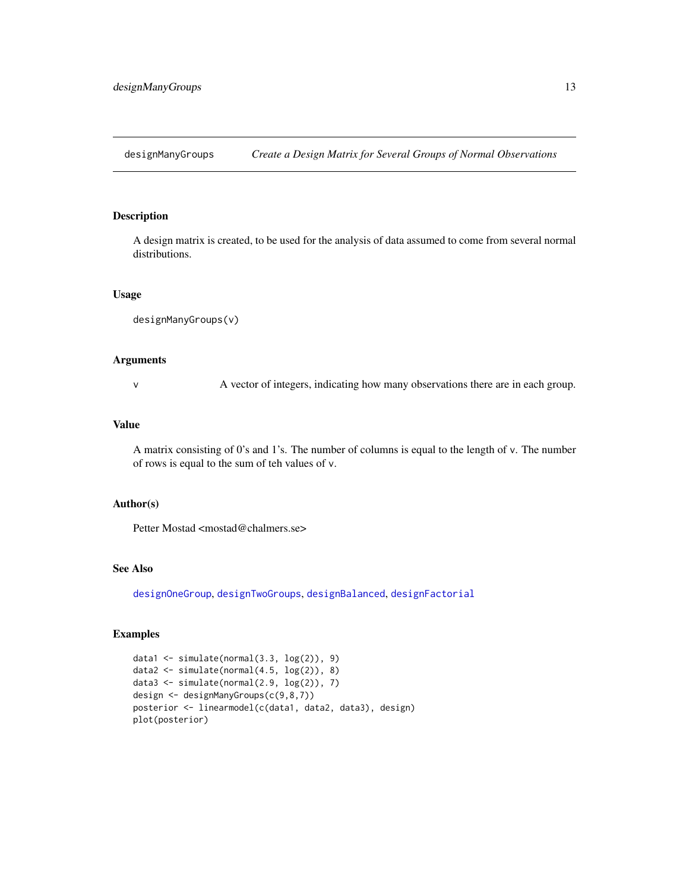# designManyGroups — *Create a Design Matrix for Several Groups of Normal Observations*

## Description

A design matrix is created, to be used for the analysis of data assumed to come from several normal distributions.

## Usage

```
designManyGroups(v)
```

## Arguments

| | |
|---|---|
| v | A vector of integers, indicating how many observations there are in each group. |

## Value

A matrix consisting of 0's and 1's. The number of columns is equal to the length of v. The number of rows is equal to the sum of teh values of v.

## Author(s)

Petter Mostad <mostad@chalmers.se>

## See Also

designOneGroup, designTwoGroups, designBalanced, designFactorial

## Examples

```
data1 <- simulate(normal(3.3, log(2)), 9)
data2 <- simulate(normal(4.5, log(2)), 8)
data3 <- simulate(normal(2.9, log(2)), 7)
design <- designManyGroups(c(9,8,7))
posterior <- linearmodel(c(data1, data2, data3), design)
plot(posterior)
```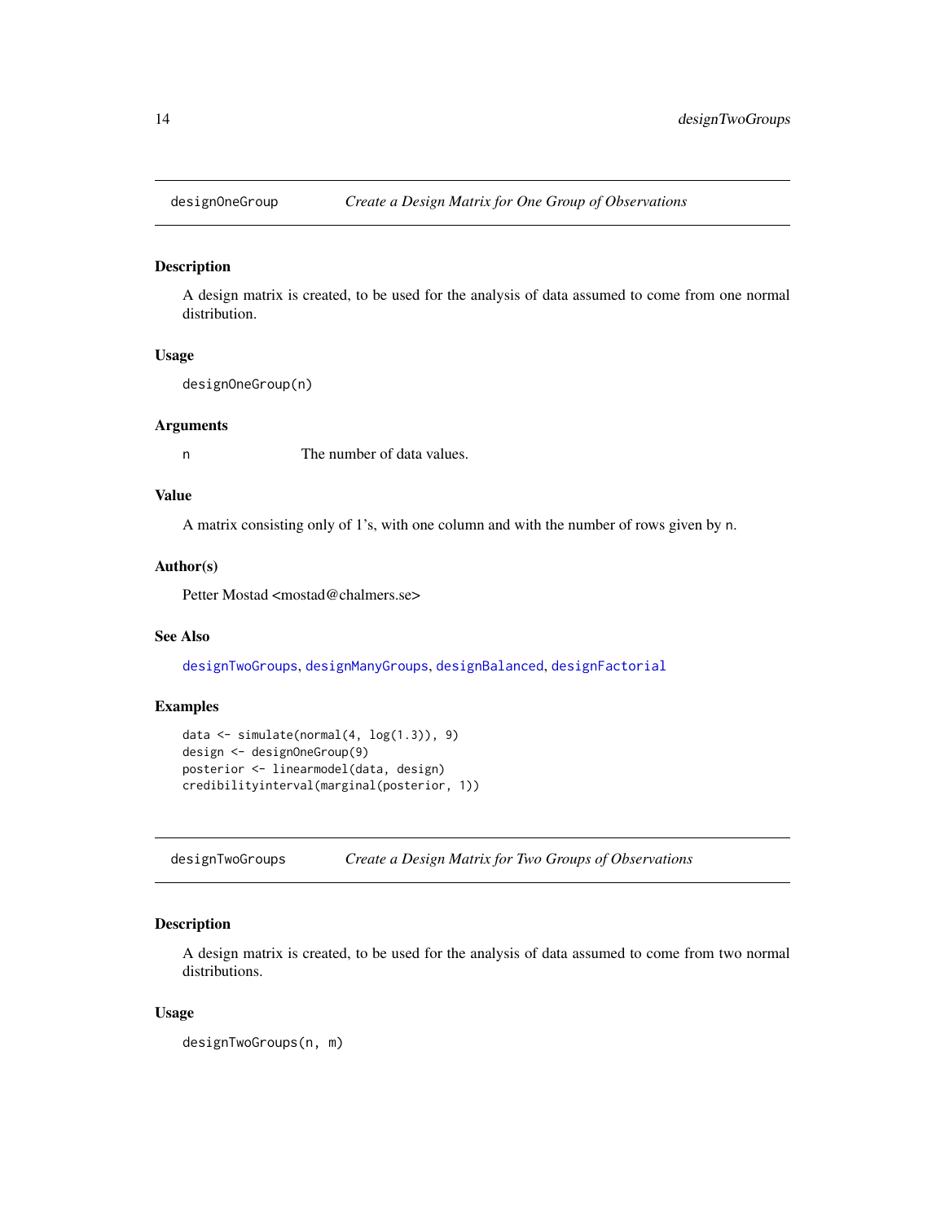## designOneGroup — *Create a Design Matrix for One Group of Observations*

### Description

A design matrix is created, to be used for the analysis of data assumed to come from one normal distribution.

### Usage

```
designOneGroup(n)
```

### Arguments

| | |
|---|---|
| n | The number of data values. |

### Value

A matrix consisting only of 1's, with one column and with the number of rows given by n.

### Author(s)

Petter Mostad <mostad@chalmers.se>

### See Also

designTwoGroups, designManyGroups, designBalanced, designFactorial

### Examples

```
data <- simulate(normal(4, log(1.3)), 9)
design <- designOneGroup(9)
posterior <- linearmodel(data, design)
credibilityinterval(marginal(posterior, 1))
```

## designTwoGroups — *Create a Design Matrix for Two Groups of Observations*

### Description

A design matrix is created, to be used for the analysis of data assumed to come from two normal distributions.

### Usage

```
designTwoGroups(n, m)
```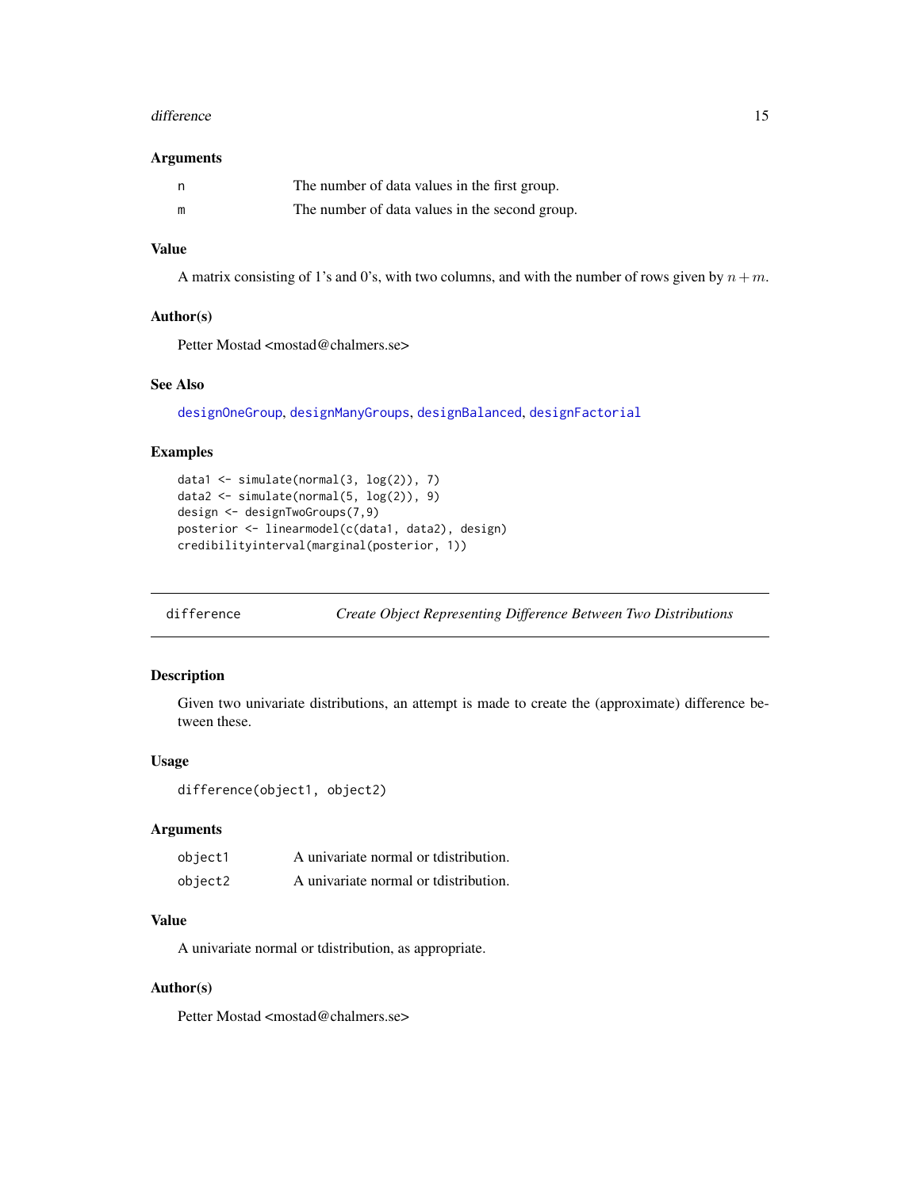### Arguments

| | |
|---|---|
| n | The number of data values in the first group. |
| m | The number of data values in the second group. |

### Value

A matrix consisting of 1's and 0's, with two columns, and with the number of rows given by $n + m$.

### Author(s)

Petter Mostad <mostad@chalmers.se>

### See Also

designOneGroup, designManyGroups, designBalanced, designFactorial

### Examples

```
data1 <- simulate(normal(3, log(2)), 7)
data2 <- simulate(normal(5, log(2)), 9)
design <- designTwoGroups(7,9)
posterior <- linearmodel(c(data1, data2), design)
credibilityinterval(marginal(posterior, 1))
```

---

## difference — *Create Object Representing Difference Between Two Distributions*

### Description

Given two univariate distributions, an attempt is made to create the (approximate) difference between these.

### Usage

```
difference(object1, object2)
```

### Arguments

| | |
|---|---|
| object1 | A univariate normal or tdistribution. |
| object2 | A univariate normal or tdistribution. |

### Value

A univariate normal or tdistribution, as appropriate.

### Author(s)

Petter Mostad <mostad@chalmers.se>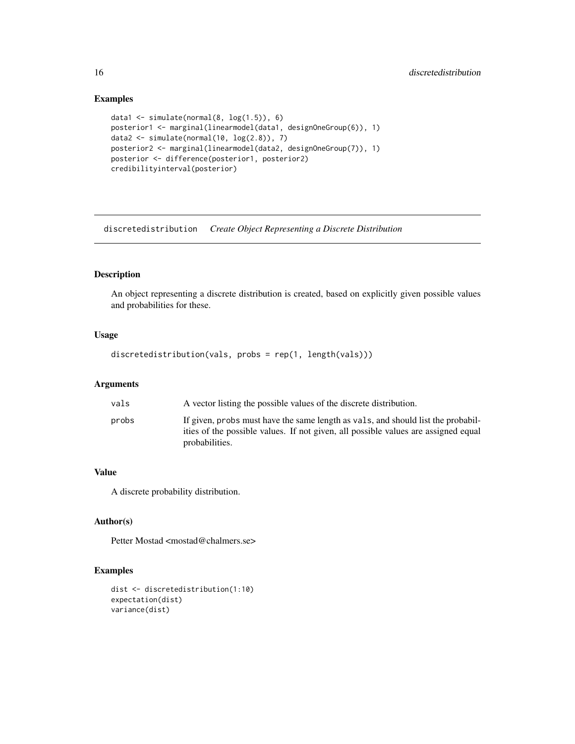## Examples

```
data1 <- simulate(normal(8, log(1.5)), 6)
posterior1 <- marginal(linearmodel(data1, designOneGroup(6)), 1)
data2 <- simulate(normal(10, log(2.8)), 7)
posterior2 <- marginal(linearmodel(data2, designOneGroup(7)), 1)
posterior <- difference(posterior1, posterior2)
credibilityinterval(posterior)
```

---

# discretedistribution *Create Object Representing a Discrete Distribution*

---

## Description

An object representing a discrete distribution is created, based on explicitly given possible values and probabilities for these.

## Usage

```
discretedistribution(vals, probs = rep(1, length(vals)))
```

## Arguments

| | |
|---|---|
| vals | A vector listing the possible values of the discrete distribution. |
| probs | If given, probs must have the same length as vals, and should list the probabilities of the possible values. If not given, all possible values are assigned equal probabilities. |

## Value

A discrete probability distribution.

## Author(s)

Petter Mostad <mostad@chalmers.se>

## Examples

```
dist <- discretedistribution(1:10)
expectation(dist)
variance(dist)
```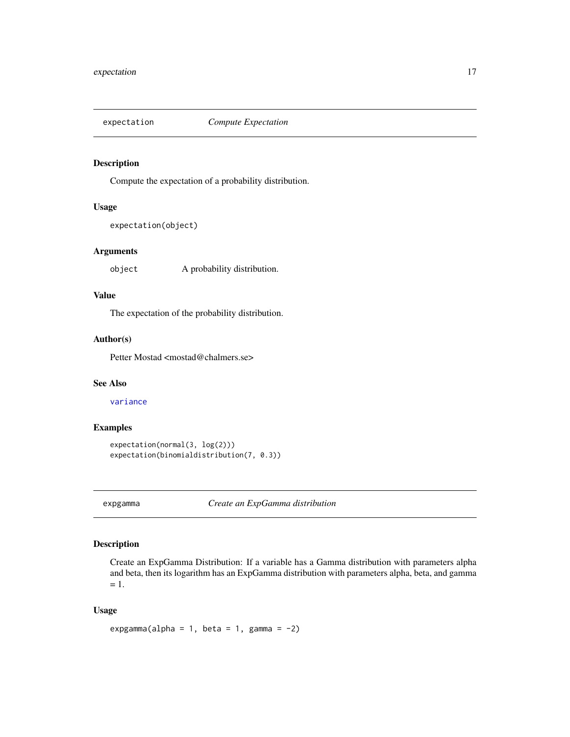## expectation — *Compute Expectation*

### Description

Compute the expectation of a probability distribution.

### Usage

```
expectation(object)
```

### Arguments

| | |
|---|---|
| `object` | A probability distribution. |

### Value

The expectation of the probability distribution.

### Author(s)

Petter Mostad <mostad@chalmers.se>

### See Also

variance

### Examples

```
expectation(normal(3, log(2)))
expectation(binomialdistribution(7, 0.3))
```

## expgamma — *Create an ExpGamma distribution*

### Description

Create an ExpGamma Distribution: If a variable has a Gamma distribution with parameters alpha and beta, then its logarithm has an ExpGamma distribution with parameters alpha, beta, and gamma = 1.

### Usage

```
expgamma(alpha = 1, beta = 1, gamma = -2)
```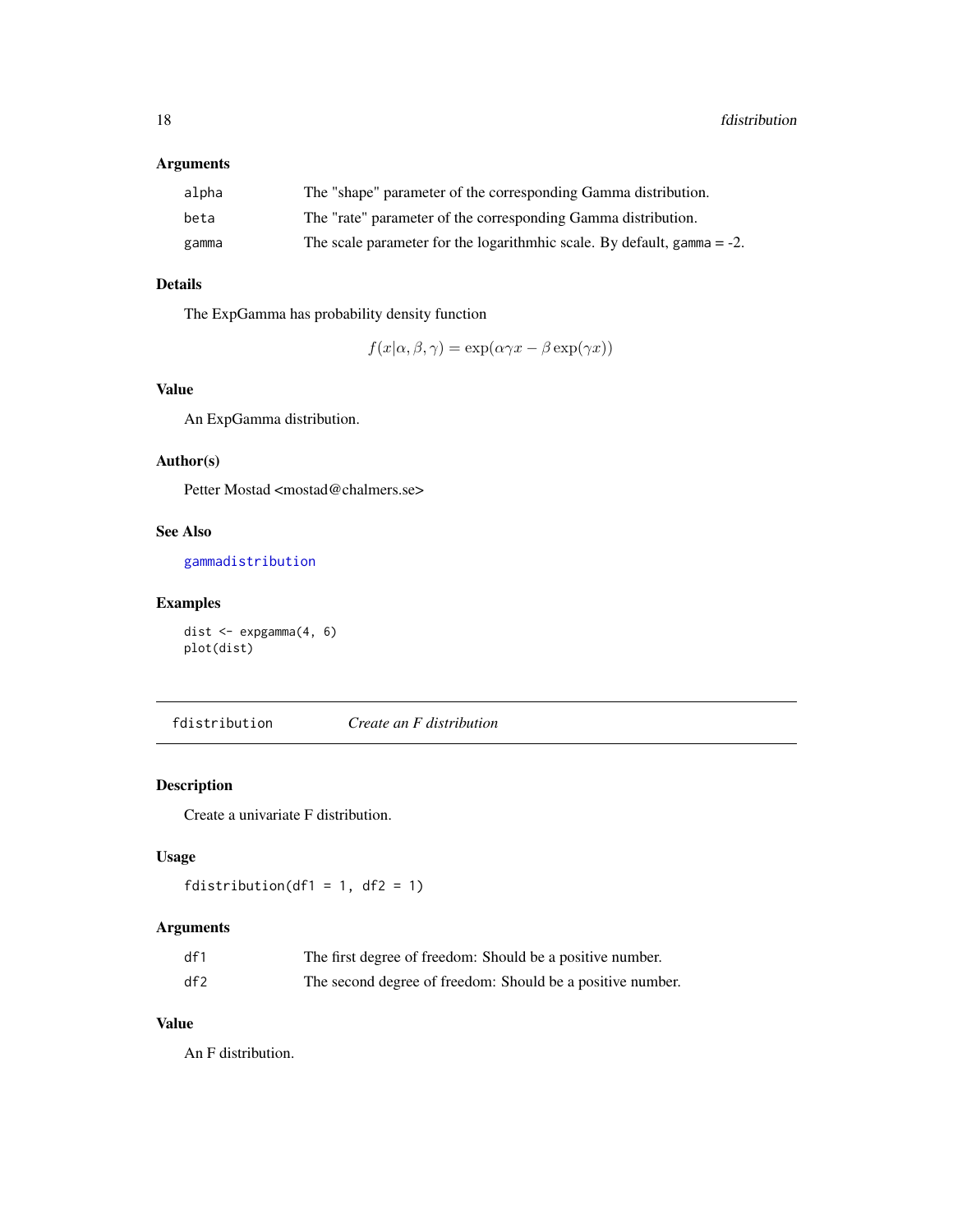### Arguments

| | |
|---|---|
| alpha | The "shape" parameter of the corresponding Gamma distribution. |
| beta | The "rate" parameter of the corresponding Gamma distribution. |
| gamma | The scale parameter for the logarithmhic scale. By default, gamma = -2. |

### Details

The ExpGamma has probability density function

$$f(x|\alpha, \beta, \gamma) = \exp(\alpha\gamma x - \beta \exp(\gamma x))$$

### Value

An ExpGamma distribution.

### Author(s)

Petter Mostad <mostad@chalmers.se>

### See Also

gammadistribution

### Examples

```
dist <- expgamma(4, 6)
plot(dist)
```

---

## fdistribution *Create an F distribution*

---

### Description

Create a univariate F distribution.

### Usage

```
fdistribution(df1 = 1, df2 = 1)
```

### Arguments

| | |
|---|---|
| df1 | The first degree of freedom: Should be a positive number. |
| df2 | The second degree of freedom: Should be a positive number. |

### Value

An F distribution.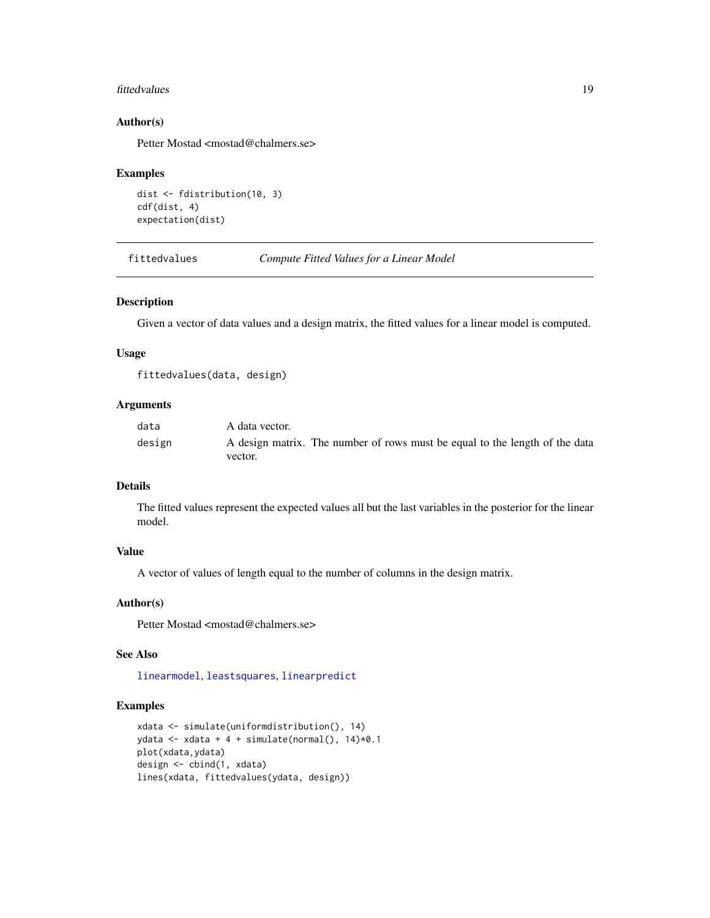### Author(s)

Petter Mostad <mostad@chalmers.se>

### Examples

```
dist <- fdistribution(10, 3)
cdf(dist, 4)
expectation(dist)
```

---

## fittedvalues *Compute Fitted Values for a Linear Model*

---

### Description

Given a vector of data values and a design matrix, the fitted values for a linear model is computed.

### Usage

```
fittedvalues(data, design)
```

### Arguments

| | |
|---|---|
| data | A data vector. |
| design | A design matrix. The number of rows must be equal to the length of the data vector. |

### Details

The fitted values represent the expected values all but the last variables in the posterior for the linear model.

### Value

A vector of values of length equal to the number of columns in the design matrix.

### Author(s)

Petter Mostad <mostad@chalmers.se>

### See Also

linearmodel, leastsquares, linearpredict

### Examples

```
xdata <- simulate(uniformdistribution(), 14)
ydata <- xdata + 4 + simulate(normal(), 14)*0.1
plot(xdata,ydata)
design <- cbind(1, xdata)
lines(xdata, fittedvalues(ydata, design))
```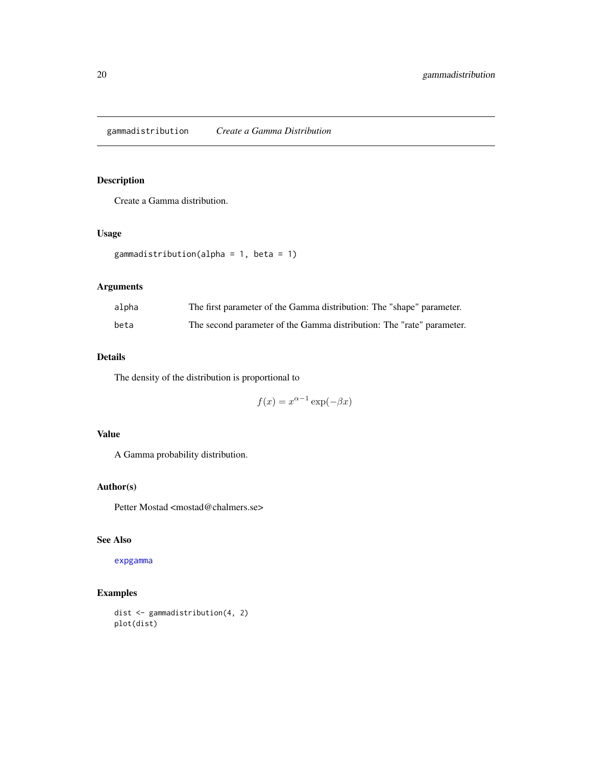# gammadistribution *Create a Gamma Distribution*

## Description

Create a Gamma distribution.

## Usage

```
gammadistribution(alpha = 1, beta = 1)
```

## Arguments

| | |
|---|---|
| alpha | The first parameter of the Gamma distribution: The "shape" parameter. |
| beta | The second parameter of the Gamma distribution: The "rate" parameter. |

## Details

The density of the distribution is proportional to

$$f(x) = x^{\alpha-1} \exp(-\beta x)$$

## Value

A Gamma probability distribution.

## Author(s)

Petter Mostad <mostad@chalmers.se>

## See Also

expgamma

## Examples

```
dist <- gammadistribution(4, 2)
plot(dist)
```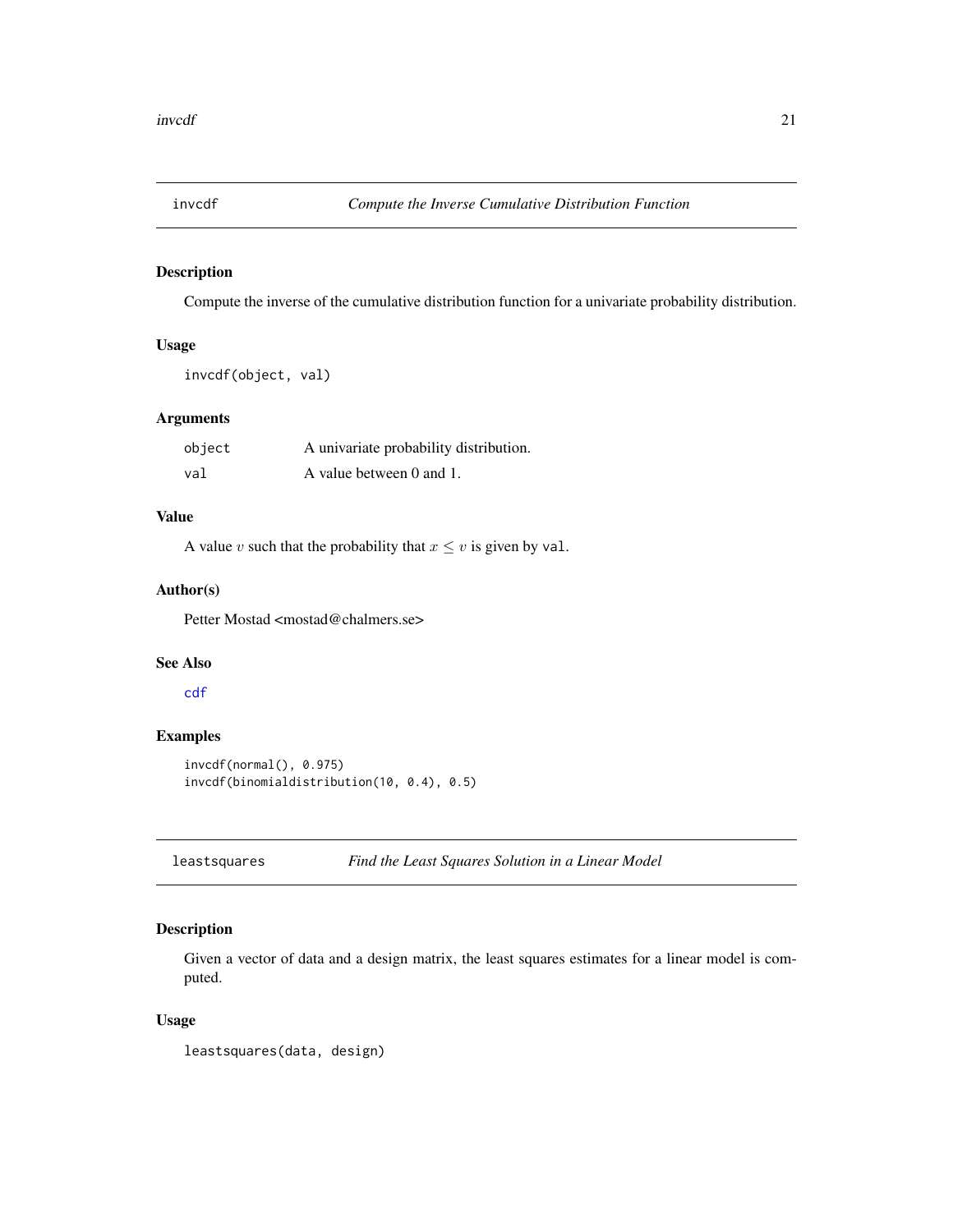## invcdf — *Compute the Inverse Cumulative Distribution Function*

### Description

Compute the inverse of the cumulative distribution function for a univariate probability distribution.

### Usage

```
invcdf(object, val)
```

### Arguments

| | |
|---|---|
| `object` | A univariate probability distribution. |
| `val` | A value between 0 and 1. |

### Value

A value $v$ such that the probability that $x \leq v$ is given by `val`.

### Author(s)

Petter Mostad <mostad@chalmers.se>

### See Also

`cdf`

### Examples

```
invcdf(normal(), 0.975)
invcdf(binomialdistribution(10, 0.4), 0.5)
```

## leastsquares — *Find the Least Squares Solution in a Linear Model*

### Description

Given a vector of data and a design matrix, the least squares estimates for a linear model is computed.

### Usage

```
leastsquares(data, design)
```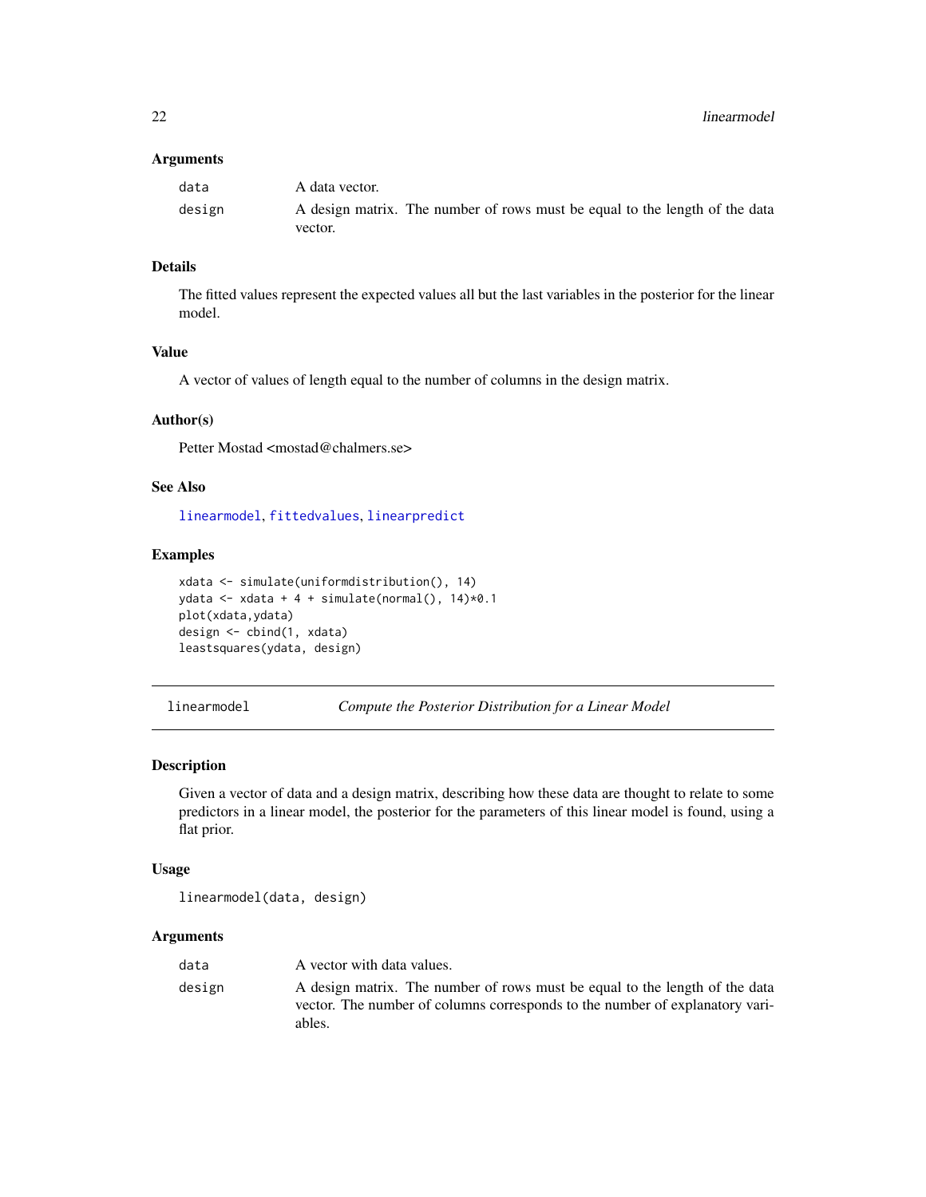## Arguments

| | |
|---|---|
| data | A data vector. |
| design | A design matrix. The number of rows must be equal to the length of the data vector. |

## Details

The fitted values represent the expected values all but the last variables in the posterior for the linear model.

## Value

A vector of values of length equal to the number of columns in the design matrix.

## Author(s)

Petter Mostad <mostad@chalmers.se>

## See Also

linearmodel, fittedvalues, linearpredict

## Examples

```
xdata <- simulate(uniformdistribution(), 14)
ydata <- xdata + 4 + simulate(normal(), 14)*0.1
plot(xdata,ydata)
design <- cbind(1, xdata)
leastsquares(ydata, design)
```

---

# linearmodel — *Compute the Posterior Distribution for a Linear Model*

## Description

Given a vector of data and a design matrix, describing how these data are thought to relate to some predictors in a linear model, the posterior for the parameters of this linear model is found, using a flat prior.

## Usage

```
linearmodel(data, design)
```

## Arguments

| | |
|---|---|
| data | A vector with data values. |
| design | A design matrix. The number of rows must be equal to the length of the data vector. The number of columns corresponds to the number of explanatory variables. |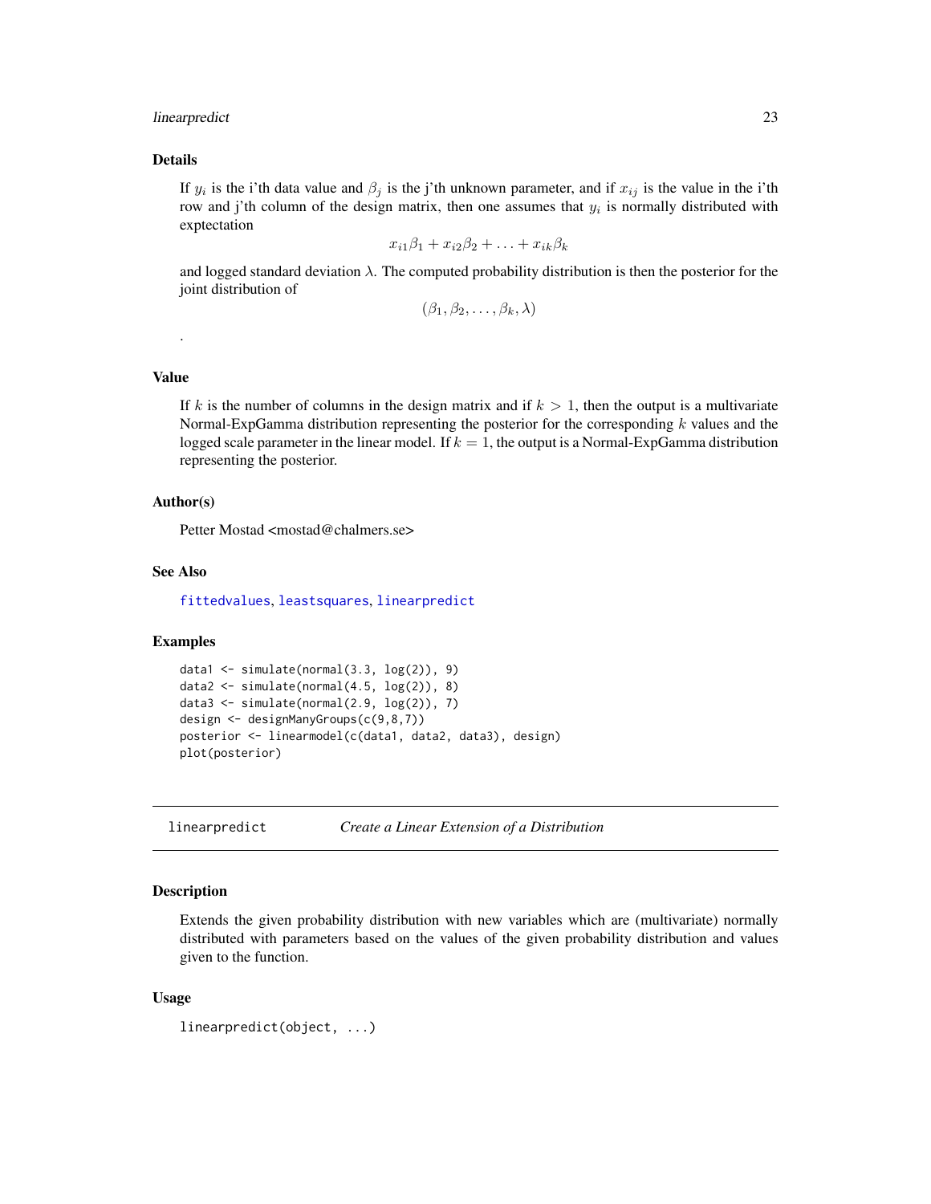## Details

If $y_i$ is the i'th data value and $\beta_j$ is the j'th unknown parameter, and if $x_{ij}$ is the value in the i'th row and j'th column of the design matrix, then one assumes that $y_i$ is normally distributed with expectation

$$x_{i1}\beta_1 + x_{i2}\beta_2 + \ldots + x_{ik}\beta_k$$

and logged standard deviation $\lambda$. The computed probability distribution is then the posterior for the joint distribution of

$$(\beta_1, \beta_2, \ldots, \beta_k, \lambda)$$

.

## Value

If $k$ is the number of columns in the design matrix and if $k > 1$, then the output is a multivariate Normal-ExpGamma distribution representing the posterior for the corresponding $k$ values and the logged scale parameter in the linear model. If $k = 1$, the output is a Normal-ExpGamma distribution representing the posterior.

## Author(s)

Petter Mostad <mostad@chalmers.se>

## See Also

fittedvalues, leastsquares, linearpredict

## Examples

```
data1 <- simulate(normal(3.3, log(2)), 9)
data2 <- simulate(normal(4.5, log(2)), 8)
data3 <- simulate(normal(2.9, log(2)), 7)
design <- designManyGroups(c(9,8,7))
posterior <- linearmodel(c(data1, data2, data3), design)
plot(posterior)
```

---

# linearpredict — *Create a Linear Extension of a Distribution*

## Description

Extends the given probability distribution with new variables which are (multivariate) normally distributed with parameters based on the values of the given probability distribution and values given to the function.

## Usage

```
linearpredict(object, ...)
```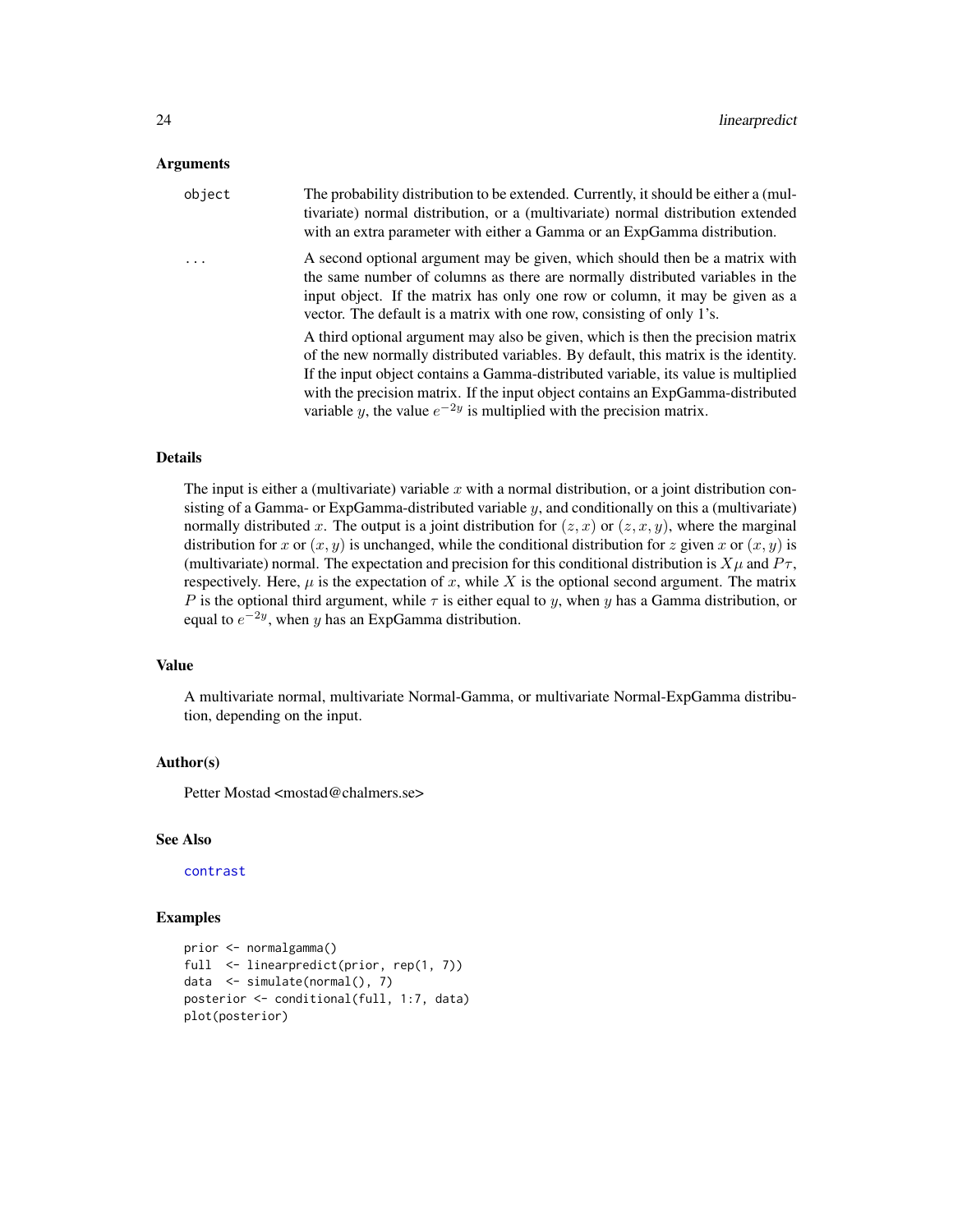## Arguments

`object` The probability distribution to be extended. Currently, it should be either a (multivariate) normal distribution, or a (multivariate) normal distribution extended with an extra parameter with either a Gamma or an ExpGamma distribution.

`...` A second optional argument may be given, which should then be a matrix with the same number of columns as there are normally distributed variables in the input object. If the matrix has only one row or column, it may be given as a vector. The default is a matrix with one row, consisting of only 1's.

A third optional argument may also be given, which is then the precision matrix of the new normally distributed variables. By default, this matrix is the identity. If the input object contains a Gamma-distributed variable, its value is multiplied with the precision matrix. If the input object contains an ExpGamma-distributed variable $y$, the value $e^{-2y}$ is multiplied with the precision matrix.

## Details

The input is either a (multivariate) variable $x$ with a normal distribution, or a joint distribution consisting of a Gamma- or ExpGamma-distributed variable $y$, and conditionally on this a (multivariate) normally distributed $x$. The output is a joint distribution for $(z, x)$ or $(z, x, y)$, where the marginal distribution for $x$ or $(x, y)$ is unchanged, while the conditional distribution for $z$ given $x$ or $(x, y)$ is (multivariate) normal. The expectation and precision for this conditional distribution is $X\mu$ and $P\tau$, respectively. Here, $\mu$ is the expectation of $x$, while $X$ is the optional second argument. The matrix $P$ is the optional third argument, while $\tau$ is either equal to $y$, when $y$ has a Gamma distribution, or equal to $e^{-2y}$, when $y$ has an ExpGamma distribution.

## Value

A multivariate normal, multivariate Normal-Gamma, or multivariate Normal-ExpGamma distribution, depending on the input.

## Author(s)

Petter Mostad <mostad@chalmers.se>

## See Also

`contrast`

## Examples

```
prior <- normalgamma()
full  <- linearpredict(prior, rep(1, 7))
data  <- simulate(normal(), 7)
posterior <- conditional(full, 1:7, data)
plot(posterior)
```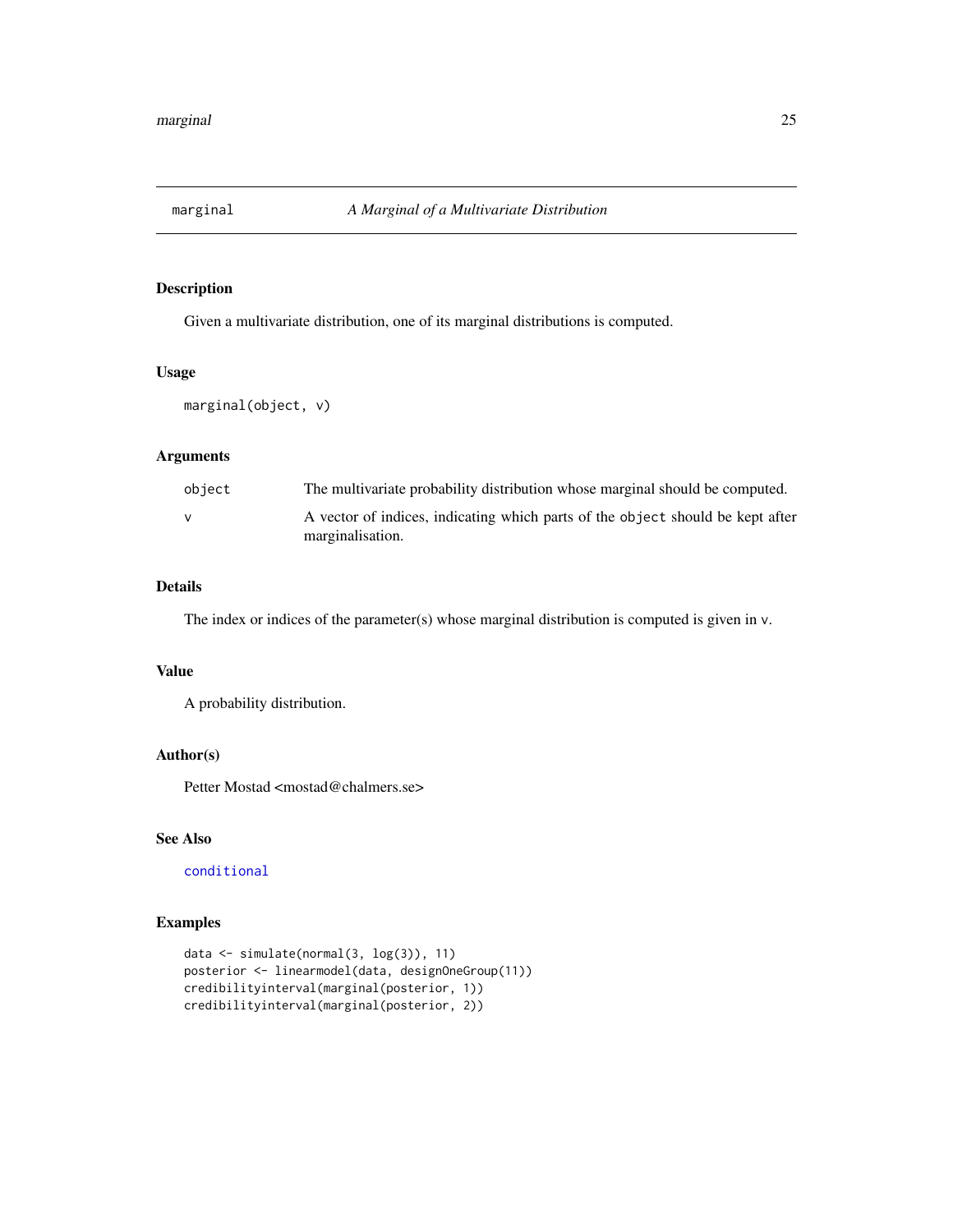# marginal — *A Marginal of a Multivariate Distribution*

## Description

Given a multivariate distribution, one of its marginal distributions is computed.

## Usage

```
marginal(object, v)
```

## Arguments

| | |
|---|---|
| `object` | The multivariate probability distribution whose marginal should be computed. |
| `v` | A vector of indices, indicating which parts of the `object` should be kept after marginalisation. |

## Details

The index or indices of the parameter(s) whose marginal distribution is computed is given in `v`.

## Value

A probability distribution.

## Author(s)

Petter Mostad <mostad@chalmers.se>

## See Also

`conditional`

## Examples

```
data <- simulate(normal(3, log(3)), 11)
posterior <- linearmodel(data, designOneGroup(11))
credibilityinterval(marginal(posterior, 1))
credibilityinterval(marginal(posterior, 2))
```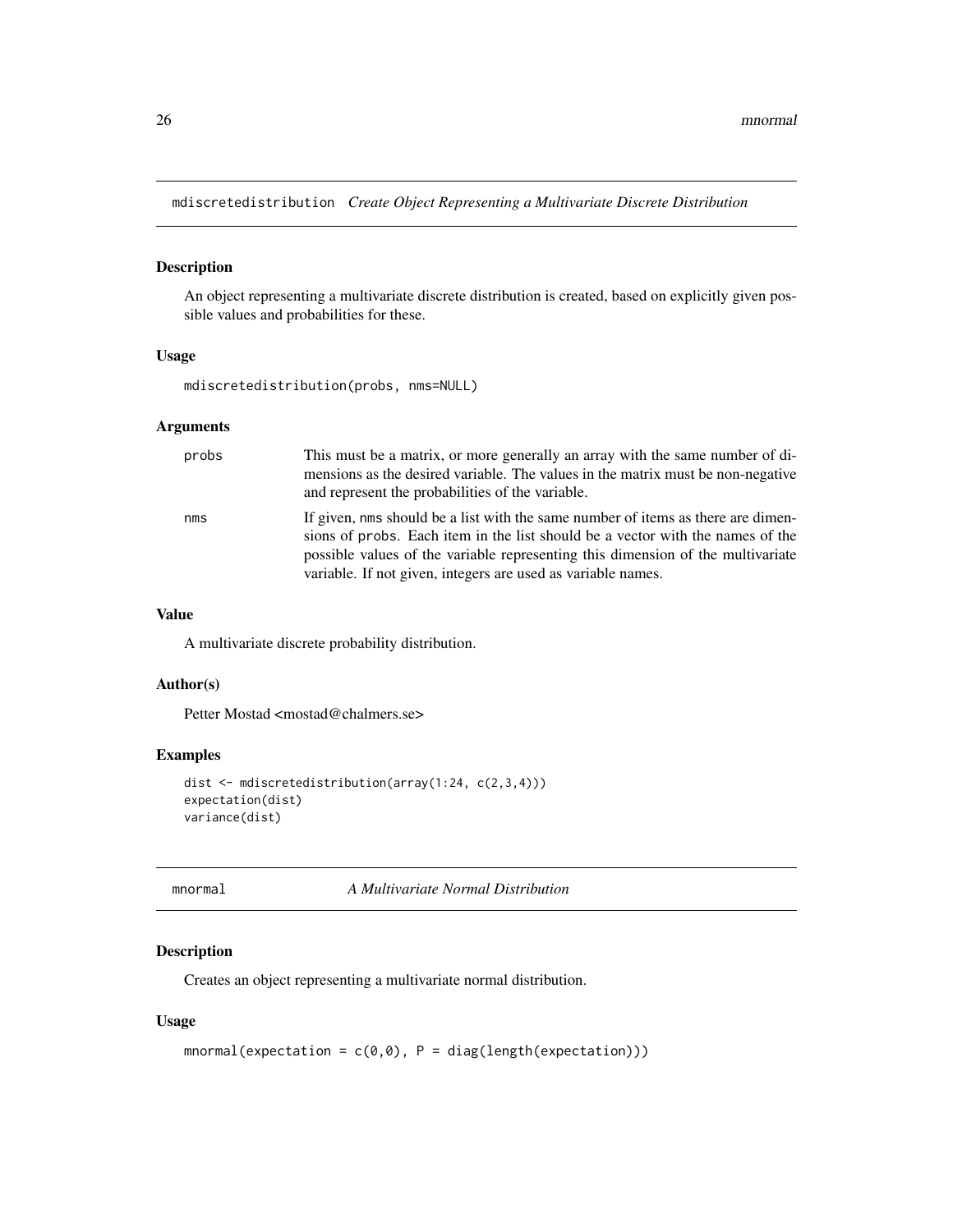## mdiscretedistribution *Create Object Representing a Multivariate Discrete Distribution*

### Description

An object representing a multivariate discrete distribution is created, based on explicitly given possible values and probabilities for these.

### Usage

```
mdiscretedistribution(probs, nms=NULL)
```

### Arguments

| | |
|---|---|
| probs | This must be a matrix, or more generally an array with the same number of dimensions as the desired variable. The values in the matrix must be non-negative and represent the probabilities of the variable. |
| nms | If given, nms should be a list with the same number of items as there are dimensions of probs. Each item in the list should be a vector with the names of the possible values of the variable representing this dimension of the multivariate variable. If not given, integers are used as variable names. |

### Value

A multivariate discrete probability distribution.

### Author(s)

Petter Mostad <mostad@chalmers.se>

### Examples

```
dist <- mdiscretedistribution(array(1:24, c(2,3,4)))
expectation(dist)
variance(dist)
```

## mnormal *A Multivariate Normal Distribution*

### Description

Creates an object representing a multivariate normal distribution.

### Usage

```
mnormal(expectation = c(0,0), P = diag(length(expectation)))
```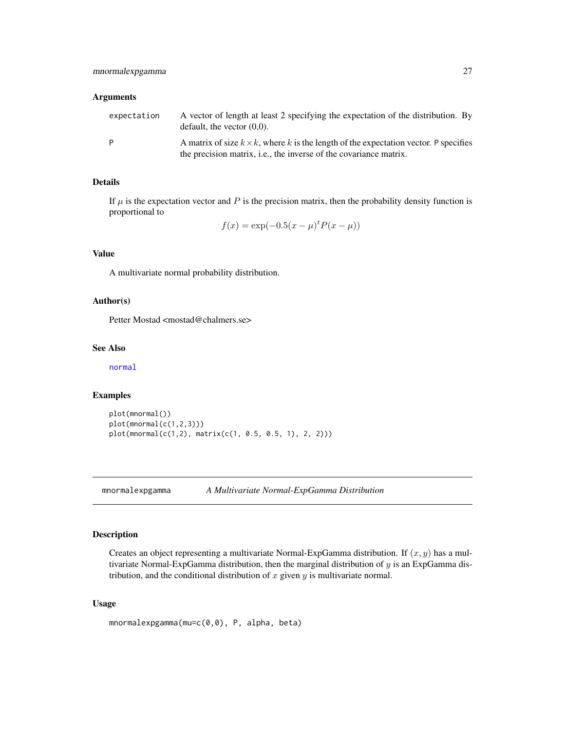### Arguments

| | |
|---|---|
| `expectation` | A vector of length at least 2 specifying the expectation of the distribution. By default, the vector (0,0). |
| `P` | A matrix of size $k \times k$, where $k$ is the length of the expectation vector. `P` specifies the precision matrix, i.e., the inverse of the covariance matrix. |

### Details

If $\mu$ is the expectation vector and $P$ is the precision matrix, then the probability density function is proportional to

$$f(x) = \exp(-0.5(x-\mu)^t P(x-\mu))$$

### Value

A multivariate normal probability distribution.

### Author(s)

Petter Mostad <mostad@chalmers.se>

### See Also

`normal`

### Examples

```
plot(mnormal())
plot(mnormal(c(1,2,3)))
plot(mnormal(c(1,2), matrix(c(1, 0.5, 0.5, 1), 2, 2)))
```

---

## mnormalexpgamma — *A Multivariate Normal-ExpGamma Distribution*

### Description

Creates an object representing a multivariate Normal-ExpGamma distribution. If $(x, y)$ has a multivariate Normal-ExpGamma distribution, then the marginal distribution of $y$ is an ExpGamma distribution, and the conditional distribution of $x$ given $y$ is multivariate normal.

### Usage

```
mnormalexpgamma(mu=c(0,0), P, alpha, beta)
```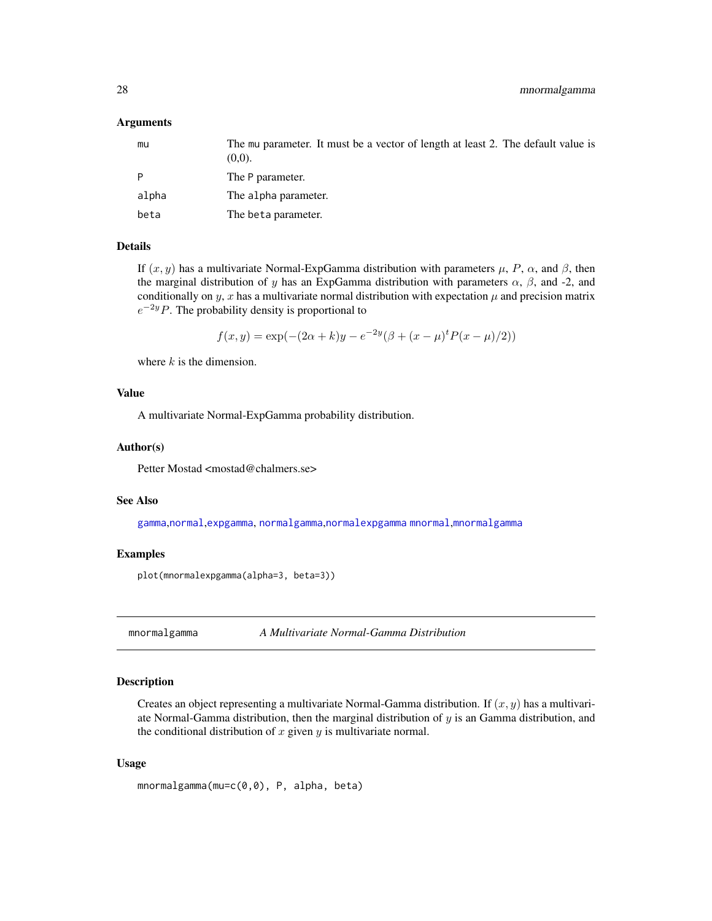### Arguments

| | |
|---|---|
| mu | The mu parameter. It must be a vector of length at least 2. The default value is (0,0). |
| P | The P parameter. |
| alpha | The alpha parameter. |
| beta | The beta parameter. |

### Details

If $(x, y)$ has a multivariate Normal-ExpGamma distribution with parameters $\mu$, $P$, $\alpha$, and $\beta$, then the marginal distribution of $y$ has an ExpGamma distribution with parameters $\alpha$, $\beta$, and -2, and conditionally on $y$, $x$ has a multivariate normal distribution with expectation $\mu$ and precision matrix $e^{-2y}P$. The probability density is proportional to

$$f(x, y) = \exp(-(2\alpha + k)y - e^{-2y}(\beta + (x - \mu)^t P(x - \mu)/2))$$

where $k$ is the dimension.

### Value

A multivariate Normal-ExpGamma probability distribution.

### Author(s)

Petter Mostad <mostad@chalmers.se>

### See Also

gamma,normal,expgamma, normalgamma,normalexpgamma mnormal,mnormalgamma

### Examples

```
plot(mnormalexpgamma(alpha=3, beta=3))
```

---

## mnormalgamma — *A Multivariate Normal-Gamma Distribution*

### Description

Creates an object representing a multivariate Normal-Gamma distribution. If $(x, y)$ has a multivariate Normal-Gamma distribution, then the marginal distribution of $y$ is an Gamma distribution, and the conditional distribution of $x$ given $y$ is multivariate normal.

### Usage

```
mnormalgamma(mu=c(0,0), P, alpha, beta)
```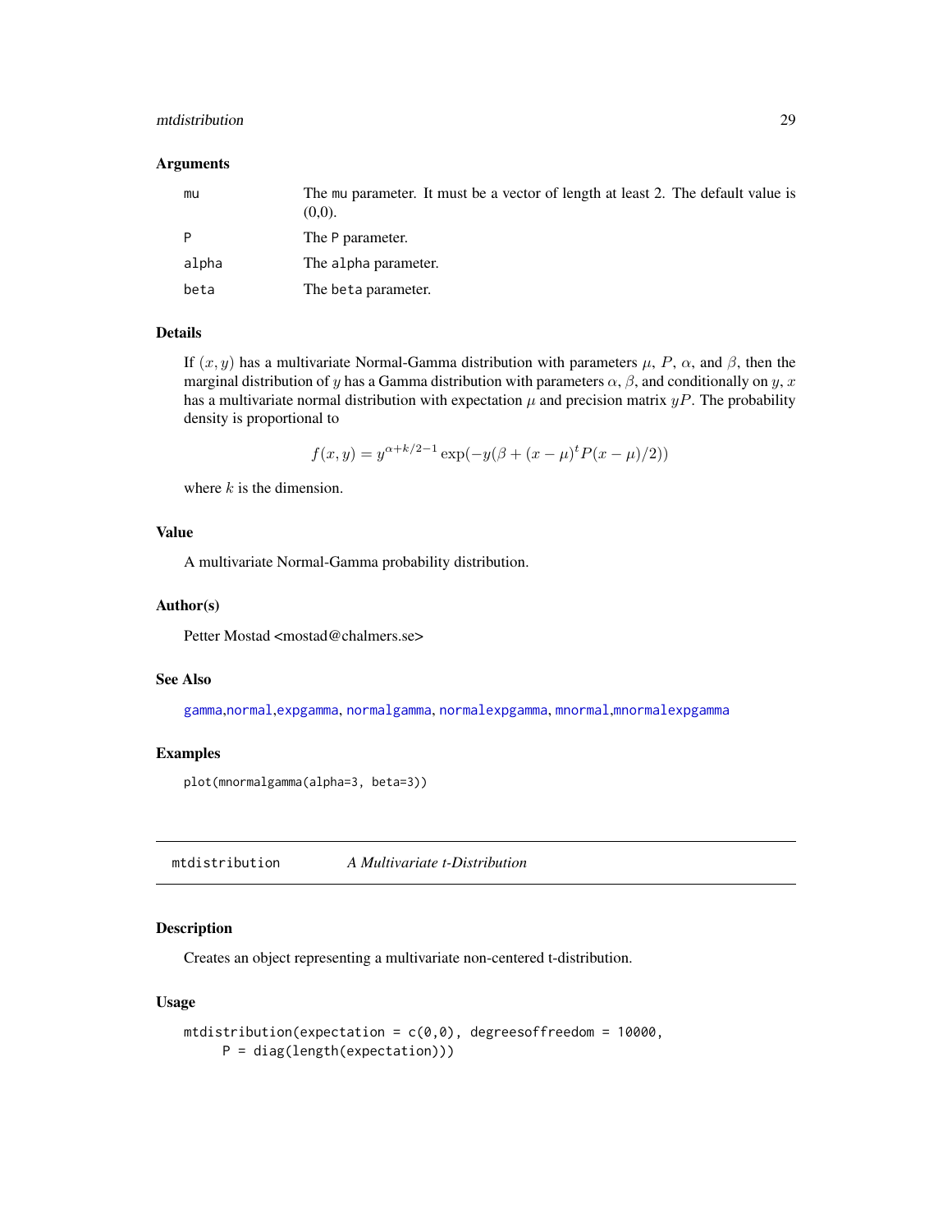### Arguments

| | |
|---|---|
| mu | The mu parameter. It must be a vector of length at least 2. The default value is (0,0). |
| P | The P parameter. |
| alpha | The alpha parameter. |
| beta | The beta parameter. |

### Details

If $(x, y)$ has a multivariate Normal-Gamma distribution with parameters $\mu$, $P$, $\alpha$, and $\beta$, then the marginal distribution of $y$ has a Gamma distribution with parameters $\alpha$, $\beta$, and conditionally on $y$, $x$ has a multivariate normal distribution with expectation $\mu$ and precision matrix $yP$. The probability density is proportional to

$$f(x, y) = y^{\alpha+k/2-1} \exp(-y(\beta + (x - \mu)^t P(x - \mu)/2))$$

where $k$ is the dimension.

### Value

A multivariate Normal-Gamma probability distribution.

### Author(s)

Petter Mostad <mostad@chalmers.se>

### See Also

gamma,normal,expgamma, normalgamma, normalexpgamma, mnormal,mnormalexpgamma

### Examples

```
plot(mnormalgamma(alpha=3, beta=3))
```

---

## mtdistribution *A Multivariate t-Distribution*

### Description

Creates an object representing a multivariate non-centered t-distribution.

### Usage

```
mtdistribution(expectation = c(0,0), degreesoffreedom = 10000,
     P = diag(length(expectation)))
```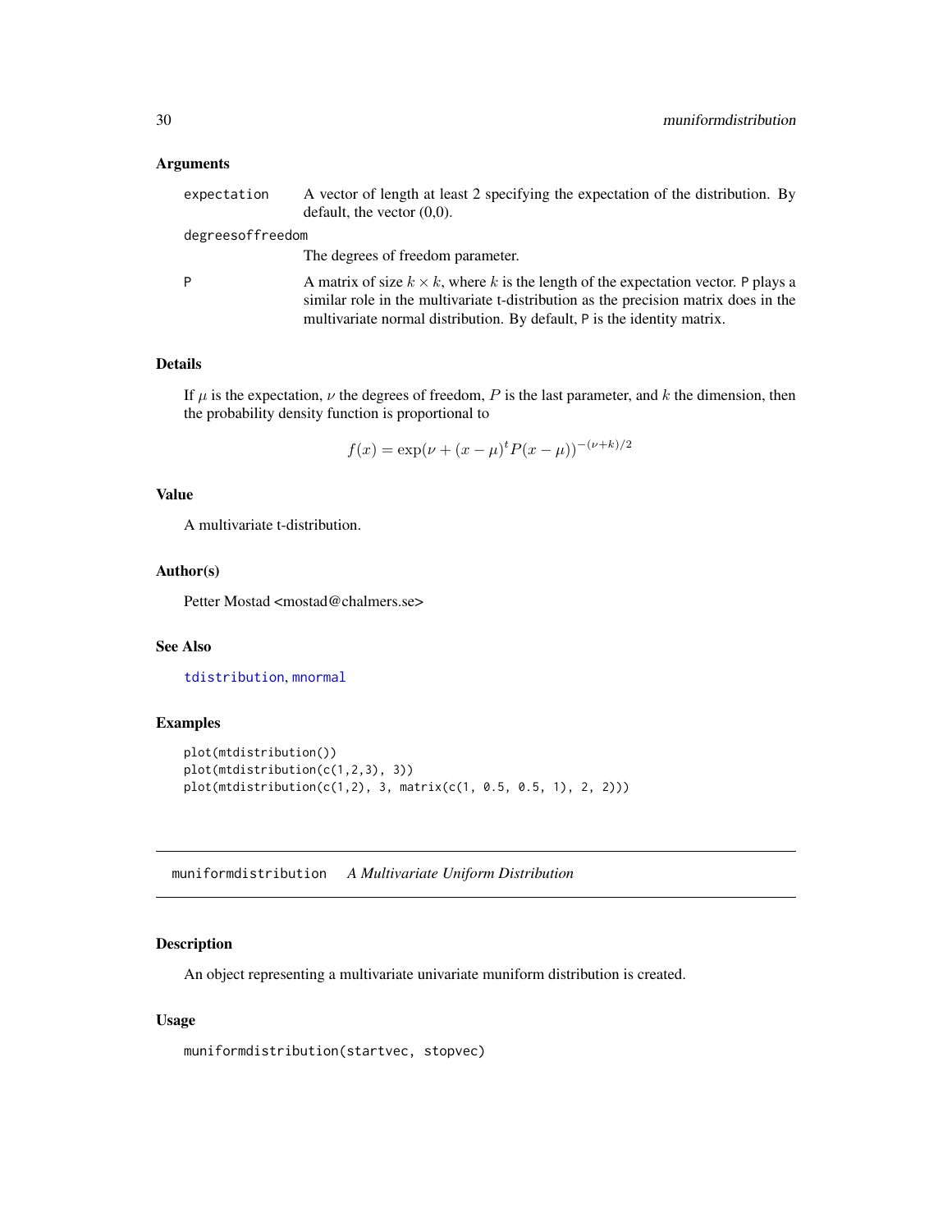### Arguments

| | |
|---|---|
| `expectation` | A vector of length at least 2 specifying the expectation of the distribution. By default, the vector (0,0). |
| `degreesoffreedom` | The degrees of freedom parameter. |
| `P` | A matrix of size $k \times k$, where $k$ is the length of the expectation vector. P plays a similar role in the multivariate t-distribution as the precision matrix does in the multivariate normal distribution. By default, P is the identity matrix. |

### Details

If $\mu$ is the expectation, $\nu$ the degrees of freedom, $P$ is the last parameter, and $k$ the dimension, then the probability density function is proportional to

$$f(x) = \exp(\nu + (x - \mu)^t P(x - \mu))^{-(\nu+k)/2}$$

### Value

A multivariate t-distribution.

### Author(s)

Petter Mostad <mostad@chalmers.se>

### See Also

`tdistribution`, `mnormal`

### Examples

```
plot(mtdistribution())
plot(mtdistribution(c(1,2,3), 3))
plot(mtdistribution(c(1,2), 3, matrix(c(1, 0.5, 0.5, 1), 2, 2)))
```

---

## muniformdistribution *A Multivariate Uniform Distribution*

---

### Description

An object representing a multivariate univariate muniform distribution is created.

### Usage

```
muniformdistribution(startvec, stopvec)
```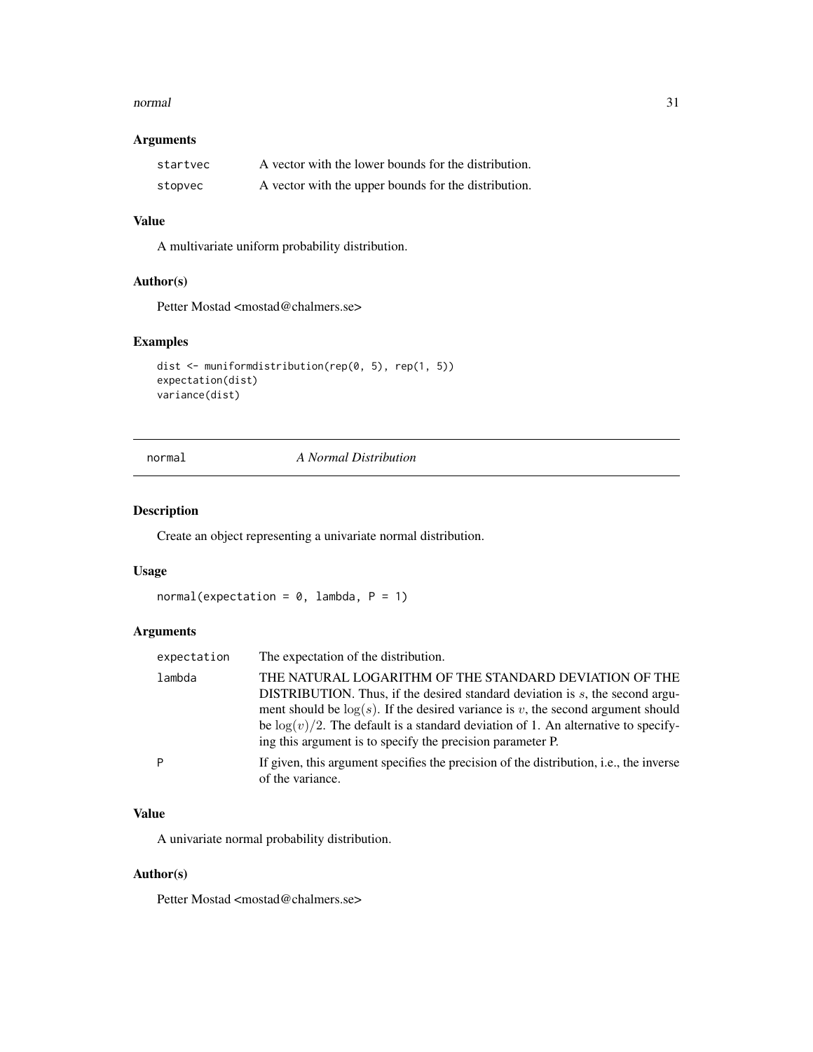### Arguments

| | |
|---|---|
| startvec | A vector with the lower bounds for the distribution. |
| stopvec | A vector with the upper bounds for the distribution. |

### Value

A multivariate uniform probability distribution.

### Author(s)

Petter Mostad <mostad@chalmers.se>

### Examples

```
dist <- muniformdistribution(rep(0, 5), rep(1, 5))
expectation(dist)
variance(dist)
```

---

## normal — *A Normal Distribution*

### Description

Create an object representing a univariate normal distribution.

### Usage

```
normal(expectation = 0, lambda, P = 1)
```

### Arguments

| | |
|---|---|
| expectation | The expectation of the distribution. |
| lambda | THE NATURAL LOGARITHM OF THE STANDARD DEVIATION OF THE DISTRIBUTION. Thus, if the desired standard deviation is $s$, the second argument should be $\log(s)$. If the desired variance is $v$, the second argument should be $\log(v)/2$. The default is a standard deviation of 1. An alternative to specifying this argument is to specify the precision parameter P. |
| P | If given, this argument specifies the precision of the distribution, i.e., the inverse of the variance. |

### Value

A univariate normal probability distribution.

### Author(s)

Petter Mostad <mostad@chalmers.se>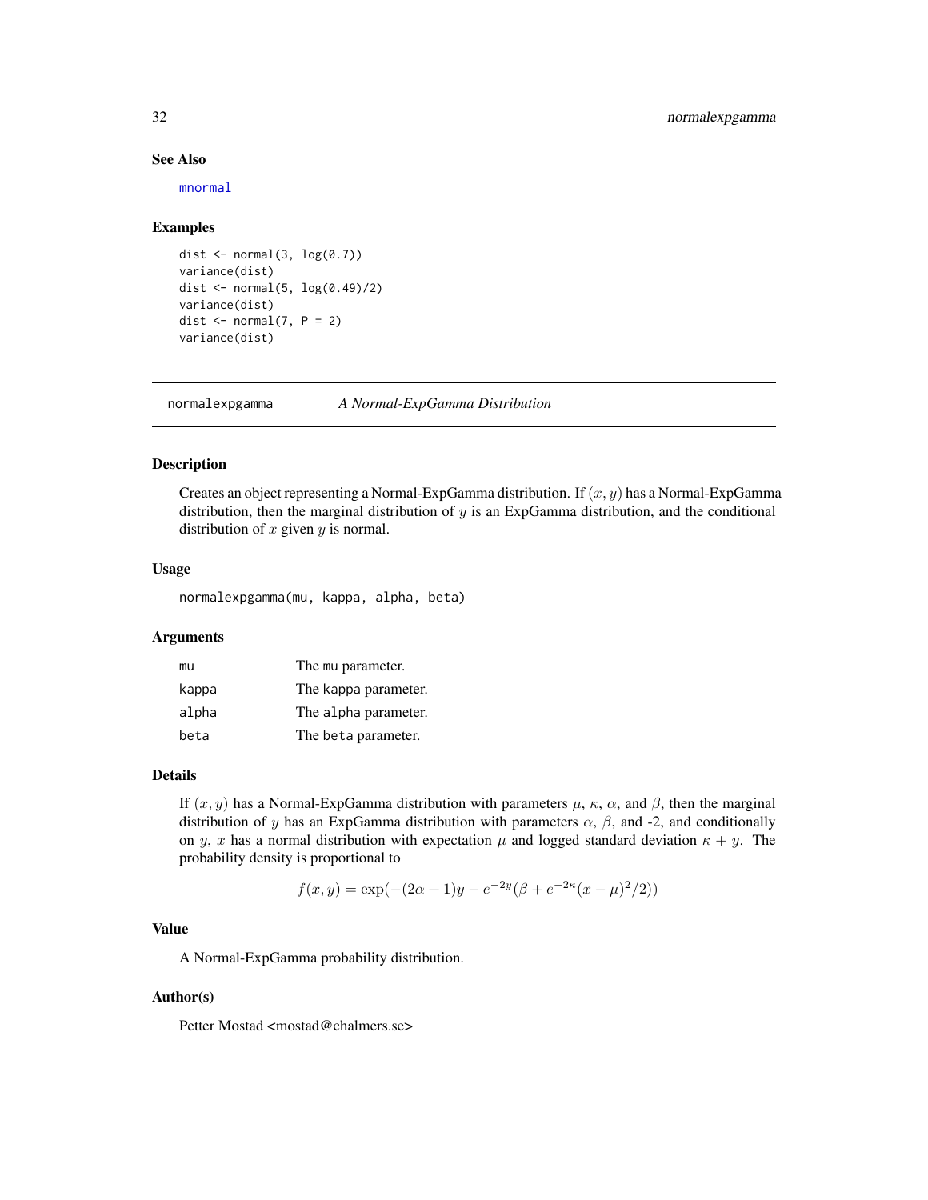### See Also

mnormal

### Examples

```
dist <- normal(3, log(0.7))
variance(dist)
dist <- normal(5, log(0.49)/2)
variance(dist)
dist <- normal(7, P = 2)
variance(dist)
```

---

## normalexpgamma *A Normal-ExpGamma Distribution*

### Description

Creates an object representing a Normal-ExpGamma distribution. If $(x, y)$ has a Normal-ExpGamma distribution, then the marginal distribution of $y$ is an ExpGamma distribution, and the conditional distribution of $x$ given $y$ is normal.

### Usage

```
normalexpgamma(mu, kappa, alpha, beta)
```

### Arguments

| | |
|---|---|
| mu | The mu parameter. |
| kappa | The kappa parameter. |
| alpha | The alpha parameter. |
| beta | The beta parameter. |

### Details

If $(x, y)$ has a Normal-ExpGamma distribution with parameters $\mu$, $\kappa$, $\alpha$, and $\beta$, then the marginal distribution of $y$ has an ExpGamma distribution with parameters $\alpha$, $\beta$, and -2, and conditionally on $y$, $x$ has a normal distribution with expectation $\mu$ and logged standard deviation $\kappa + y$. The probability density is proportional to

$$f(x, y) = \exp(-(2\alpha + 1)y - e^{-2y}(\beta + e^{-2\kappa}(x - \mu)^2/2))$$

### Value

A Normal-ExpGamma probability distribution.

### Author(s)

Petter Mostad <mostad@chalmers.se>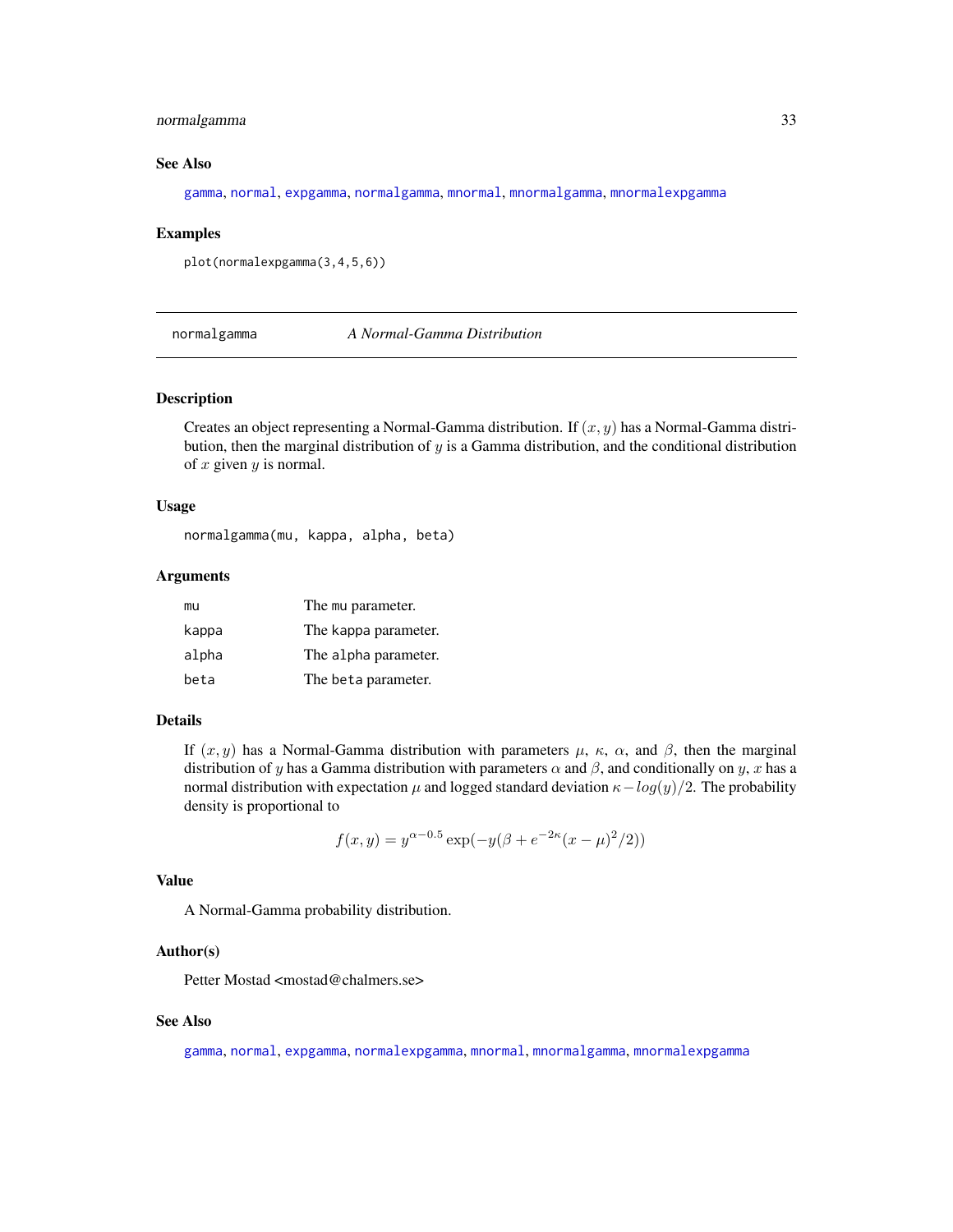### See Also

gamma, normal, expgamma, normalgamma, mnormal, mnormalgamma, mnormalexpgamma

### Examples

```
plot(normalexpgamma(3,4,5,6))
```

---

## normalgamma — *A Normal-Gamma Distribution*

### Description

Creates an object representing a Normal-Gamma distribution. If $(x, y)$ has a Normal-Gamma distribution, then the marginal distribution of $y$ is a Gamma distribution, and the conditional distribution of $x$ given $y$ is normal.

### Usage

```
normalgamma(mu, kappa, alpha, beta)
```

### Arguments

| | |
|---|---|
| mu | The mu parameter. |
| kappa | The kappa parameter. |
| alpha | The alpha parameter. |
| beta | The beta parameter. |

### Details

If $(x, y)$ has a Normal-Gamma distribution with parameters $\mu$, $\kappa$, $\alpha$, and $\beta$, then the marginal distribution of $y$ has a Gamma distribution with parameters $\alpha$ and $\beta$, and conditionally on $y$, $x$ has a normal distribution with expectation $\mu$ and logged standard deviation $\kappa - log(y)/2$. The probability density is proportional to

$$f(x, y) = y^{\alpha - 0.5} \exp(-y(\beta + e^{-2\kappa}(x - \mu)^2/2))$$

### Value

A Normal-Gamma probability distribution.

### Author(s)

Petter Mostad <mostad@chalmers.se>

### See Also

gamma, normal, expgamma, normalexpgamma, mnormal, mnormalgamma, mnormalexpgamma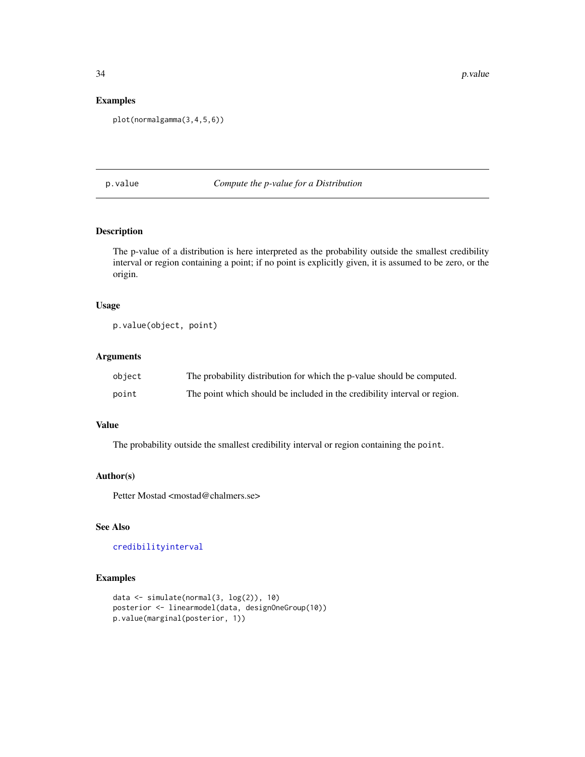## Examples

```
plot(normalgamma(3,4,5,6))
```

---

# p.value — *Compute the p-value for a Distribution*

## Description

The p-value of a distribution is here interpreted as the probability outside the smallest credibility interval or region containing a point; if no point is explicitly given, it is assumed to be zero, or the origin.

## Usage

```
p.value(object, point)
```

## Arguments

| | |
|---|---|
| `object` | The probability distribution for which the p-value should be computed. |
| `point` | The point which should be included in the credibility interval or region. |

## Value

The probability outside the smallest credibility interval or region containing the `point`.

## Author(s)

Petter Mostad <mostad@chalmers.se>

## See Also

`credibilityinterval`

## Examples

```
data <- simulate(normal(3, log(2)), 10)
posterior <- linearmodel(data, designOneGroup(10))
p.value(marginal(posterior, 1))
```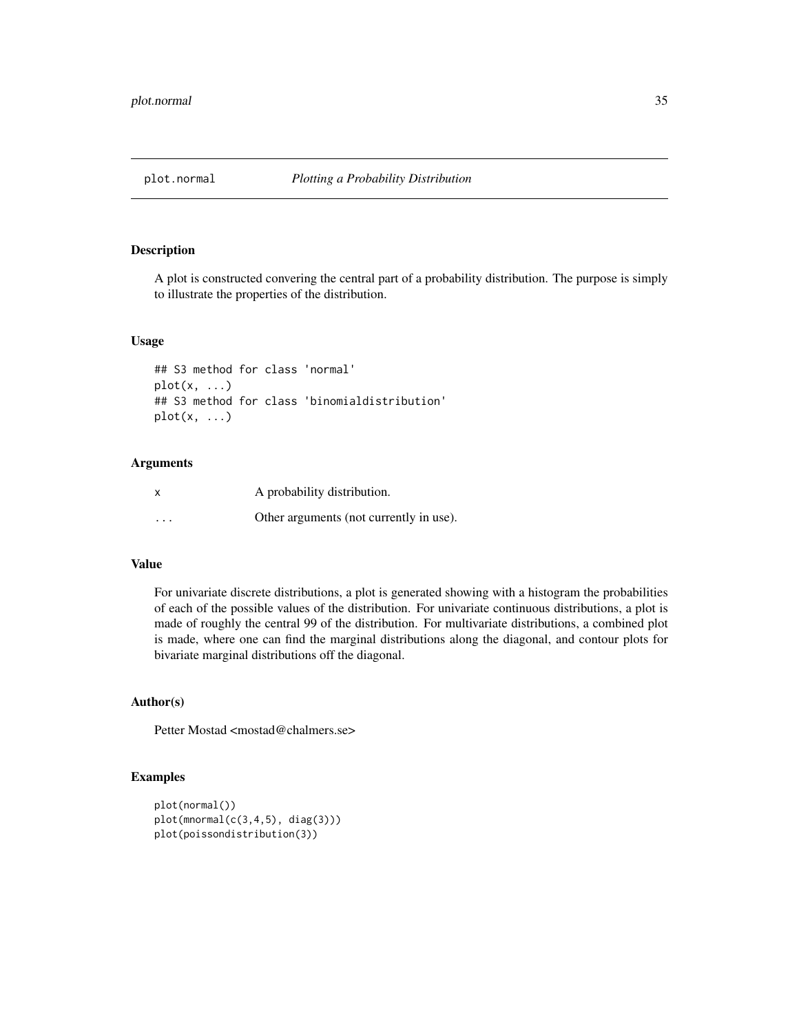plot.normal *Plotting a Probability Distribution*

### Description

A plot is constructed convering the central part of a probability distribution. The purpose is simply to illustrate the properties of the distribution.

### Usage

```
## S3 method for class 'normal'
plot(x, ...)
## S3 method for class 'binomialdistribution'
plot(x, ...)
```

### Arguments

| | |
|---|---|
| x | A probability distribution. |
| ... | Other arguments (not currently in use). |

### Value

For univariate discrete distributions, a plot is generated showing with a histogram the probabilities of each of the possible values of the distribution. For univariate continuous distributions, a plot is made of roughly the central 99 of the distribution. For multivariate distributions, a combined plot is made, where one can find the marginal distributions along the diagonal, and contour plots for bivariate marginal distributions off the diagonal.

### Author(s)

Petter Mostad <mostad@chalmers.se>

### Examples

```
plot(normal())
plot(mnormal(c(3,4,5), diag(3)))
plot(poissondistribution(3))
```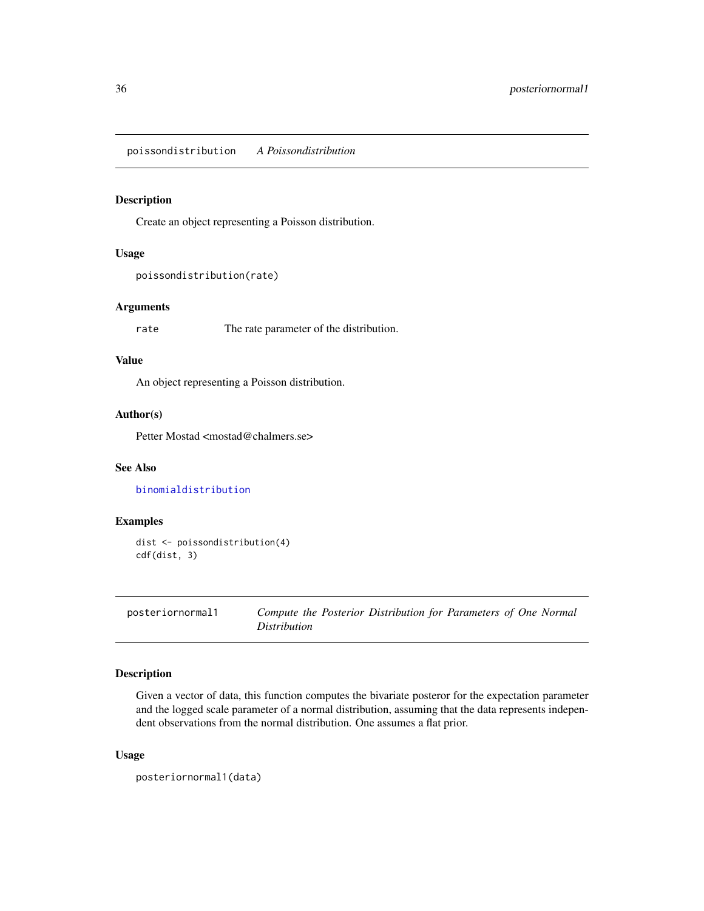## poissondistribution    *A Poissondistribution*

### Description

Create an object representing a Poisson distribution.

### Usage

```
poissondistribution(rate)
```

### Arguments

| | |
|---|---|
| rate | The rate parameter of the distribution. |

### Value

An object representing a Poisson distribution.

### Author(s)

Petter Mostad <mostad@chalmers.se>

### See Also

binomialdistribution

### Examples

```
dist <- poissondistribution(4)
cdf(dist, 3)
```

## posteriornormal1    *Compute the Posterior Distribution for Parameters of One Normal Distribution*

### Description

Given a vector of data, this function computes the bivariate posteror for the expectation parameter and the logged scale parameter of a normal distribution, assuming that the data represents independent observations from the normal distribution. One assumes a flat prior.

### Usage

```
posteriornormal1(data)
```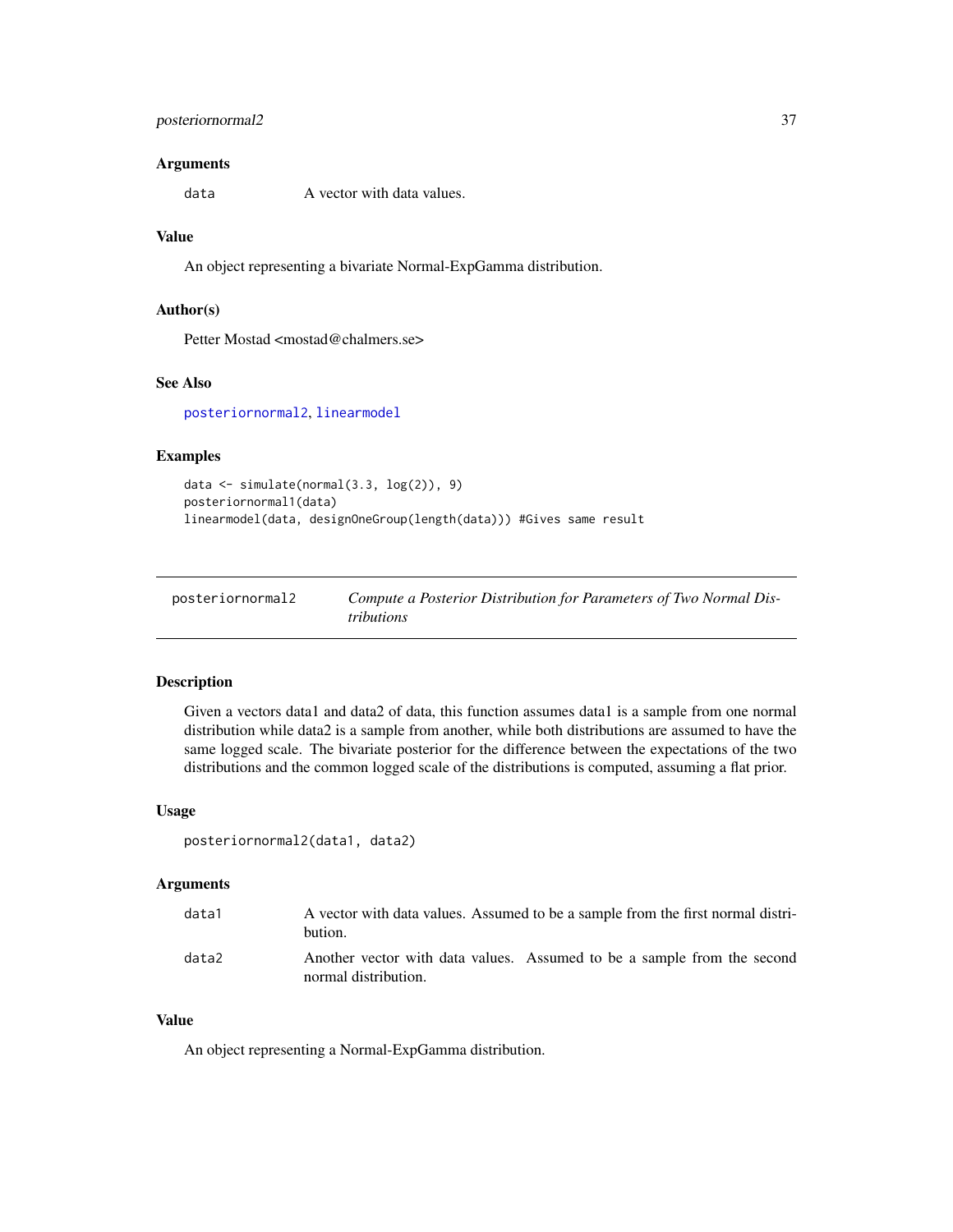### Arguments

| | |
|---|---|
| data | A vector with data values. |

### Value

An object representing a bivariate Normal-ExpGamma distribution.

### Author(s)

Petter Mostad <mostad@chalmers.se>

### See Also

posteriornormal2, linearmodel

### Examples

```
data <- simulate(normal(3.3, log(2)), 9)
posteriornormal1(data)
linearmodel(data, designOneGroup(length(data))) #Gives same result
```

---

## posteriornormal2 — *Compute a Posterior Distribution for Parameters of Two Normal Distributions*

---

### Description

Given a vectors data1 and data2 of data, this function assumes data1 is a sample from one normal distribution while data2 is a sample from another, while both distributions are assumed to have the same logged scale. The bivariate posterior for the difference between the expectations of the two distributions and the common logged scale of the distributions is computed, assuming a flat prior.

### Usage

```
posteriornormal2(data1, data2)
```

### Arguments

| | |
|---|---|
| data1 | A vector with data values. Assumed to be a sample from the first normal distribution. |
| data2 | Another vector with data values. Assumed to be a sample from the second normal distribution. |

### Value

An object representing a Normal-ExpGamma distribution.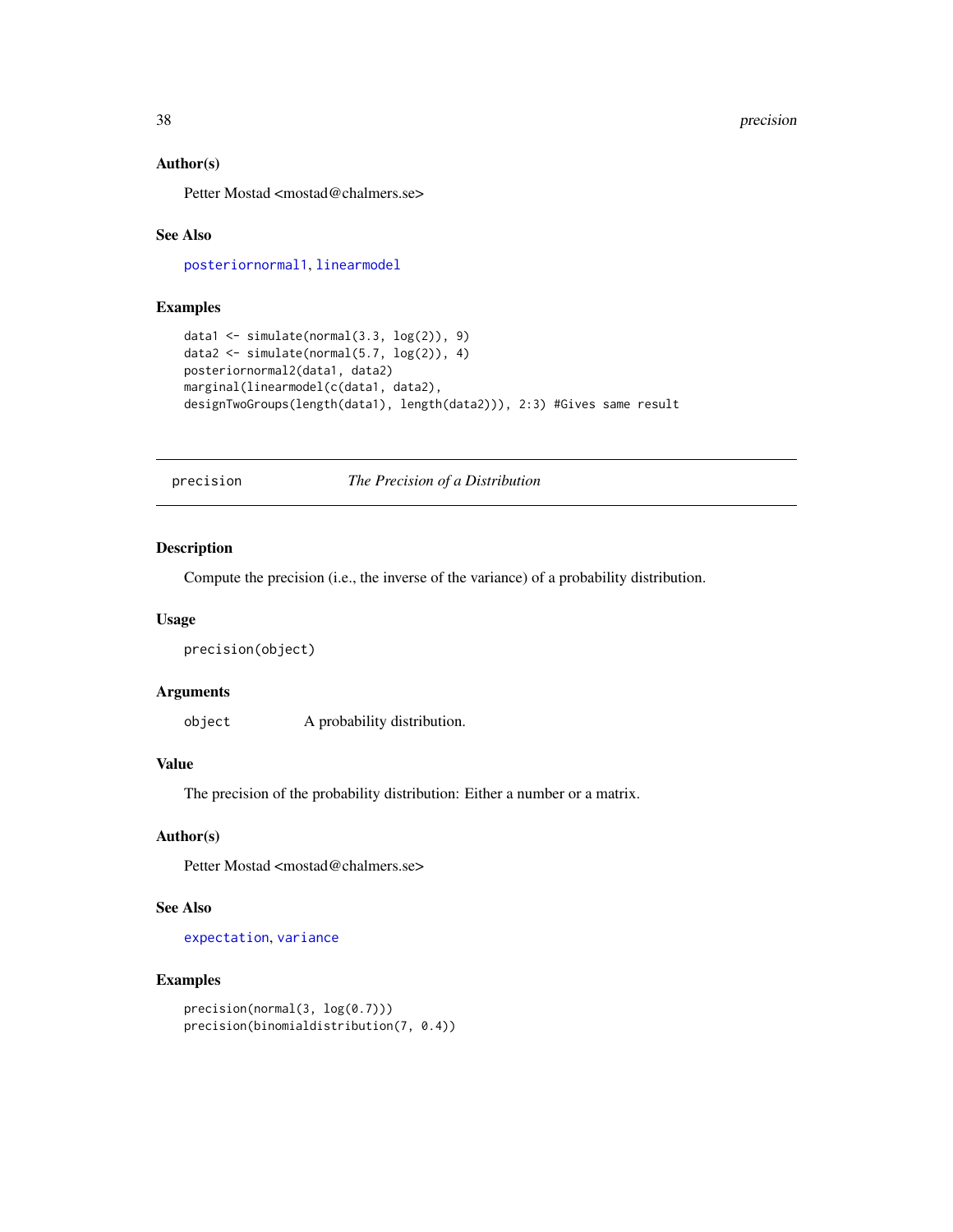### Author(s)

Petter Mostad <mostad@chalmers.se>

### See Also

posteriornormal1, linearmodel

### Examples

```
data1 <- simulate(normal(3.3, log(2)), 9)
data2 <- simulate(normal(5.7, log(2)), 4)
posteriornormal2(data1, data2)
marginal(linearmodel(c(data1, data2),
designTwoGroups(length(data1), length(data2))), 2:3) #Gives same result
```

---

## precision — *The Precision of a Distribution*

### Description

Compute the precision (i.e., the inverse of the variance) of a probability distribution.

### Usage

```
precision(object)
```

### Arguments

| | |
|---|---|
| `object` | A probability distribution. |

### Value

The precision of the probability distribution: Either a number or a matrix.

### Author(s)

Petter Mostad <mostad@chalmers.se>

### See Also

expectation, variance

### Examples

```
precision(normal(3, log(0.7)))
precision(binomialdistribution(7, 0.4))
```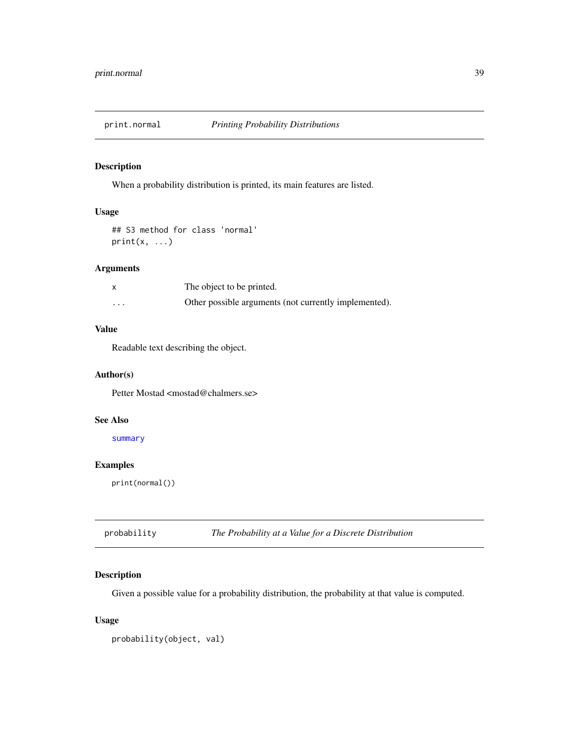## print.normal — *Printing Probability Distributions*

### Description

When a probability distribution is printed, its main features are listed.

### Usage

```
## S3 method for class 'normal'
print(x, ...)
```

### Arguments

| | |
|---|---|
| x | The object to be printed. |
| ... | Other possible arguments (not currently implemented). |

### Value

Readable text describing the object.

### Author(s)

Petter Mostad <mostad@chalmers.se>

### See Also

summary

### Examples

```
print(normal())
```

## probability — *The Probability at a Value for a Discrete Distribution*

### Description

Given a possible value for a probability distribution, the probability at that value is computed.

### Usage

```
probability(object, val)
```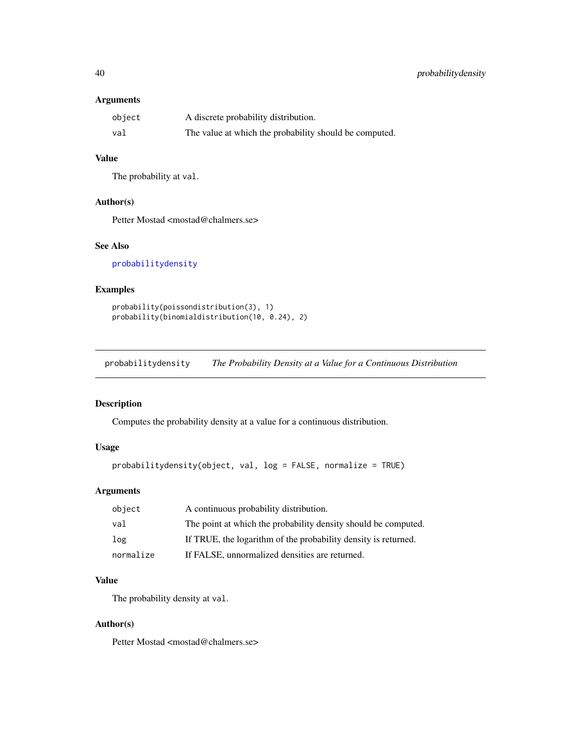### Arguments

| | |
|---|---|
| object | A discrete probability distribution. |
| val | The value at which the probability should be computed. |

### Value

The probability at `val`.

### Author(s)

Petter Mostad <mostad@chalmers.se>

### See Also

probabilitydensity

### Examples

```
probability(poissondistribution(3), 1)
probability(binomialdistribution(10, 0.24), 2)
```

---

## probabilitydensity *The Probability Density at a Value for a Continuous Distribution*

---

### Description

Computes the probability density at a value for a continuous distribution.

### Usage

```
probabilitydensity(object, val, log = FALSE, normalize = TRUE)
```

### Arguments

| | |
|---|---|
| object | A continuous probability distribution. |
| val | The point at which the probability density should be computed. |
| log | If TRUE, the logarithm of the probability density is returned. |
| normalize | If FALSE, unnormalized densities are returned. |

### Value

The probability density at `val`.

### Author(s)

Petter Mostad <mostad@chalmers.se>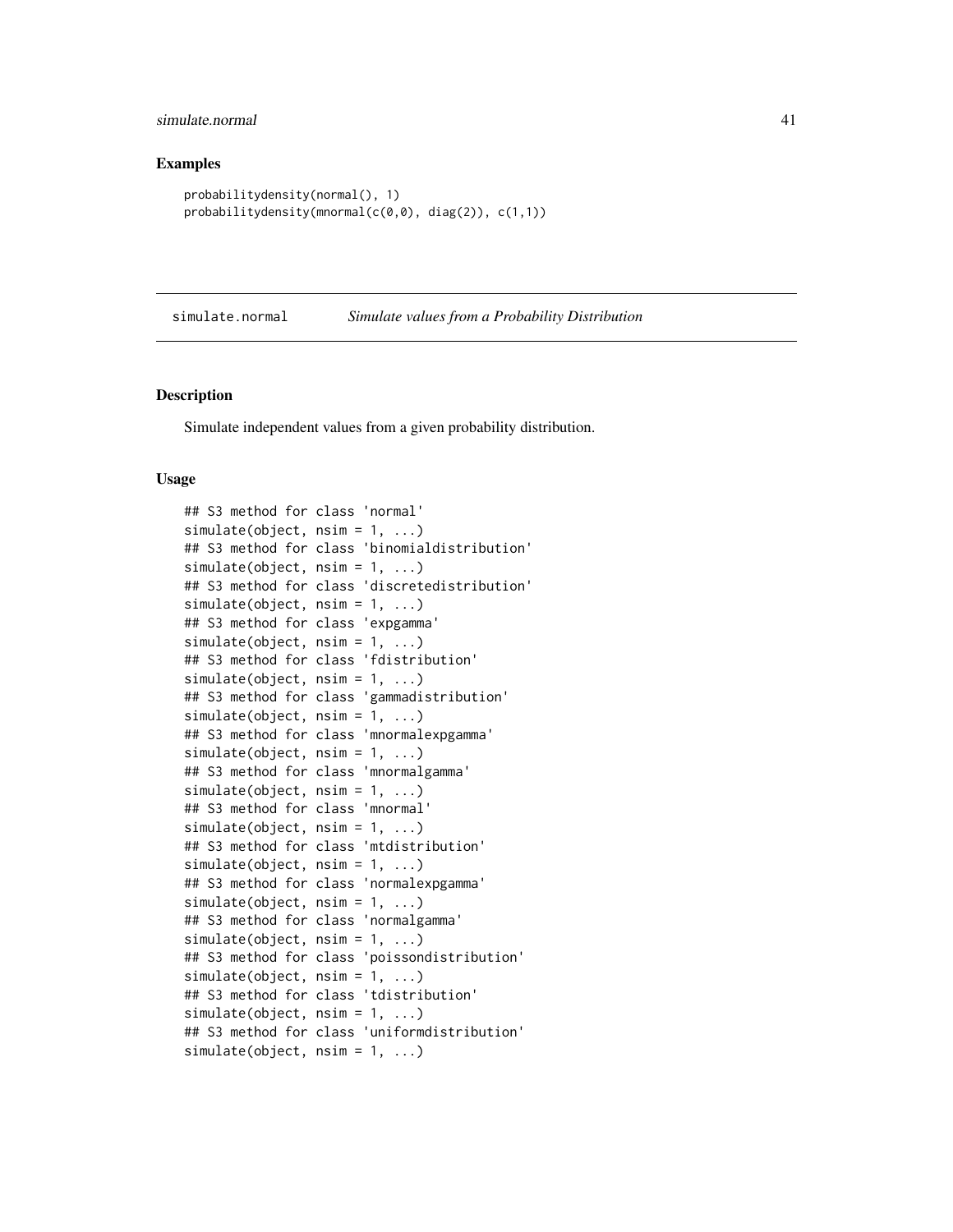### Examples

```
probabilitydensity(normal(), 1)
probabilitydensity(mnormal(c(0,0), diag(2)), c(1,1))
```

## simulate.normal *Simulate values from a Probability Distribution*

### Description

Simulate independent values from a given probability distribution.

### Usage

```
## S3 method for class 'normal'
simulate(object, nsim = 1, ...)
## S3 method for class 'binomialdistribution'
simulate(object, nsim = 1, ...)
## S3 method for class 'discretedistribution'
simulate(object, nsim = 1, ...)
## S3 method for class 'expgamma'
simulate(object, nsim = 1, ...)
## S3 method for class 'fdistribution'
simulate(object, nsim = 1, ...)
## S3 method for class 'gammadistribution'
simulate(object, nsim = 1, ...)
## S3 method for class 'mnormalexpgamma'
simulate(object, nsim = 1, ...)
## S3 method for class 'mnormalgamma'
simulate(object, nsim = 1, ...)
## S3 method for class 'mnormal'
simulate(object, nsim = 1, ...)
## S3 method for class 'mtdistribution'
simulate(object, nsim = 1, ...)
## S3 method for class 'normalexpgamma'
simulate(object, nsim = 1, ...)
## S3 method for class 'normalgamma'
simulate(object, nsim = 1, ...)
## S3 method for class 'poissondistribution'
simulate(object, nsim = 1, ...)
## S3 method for class 'tdistribution'
simulate(object, nsim = 1, ...)
## S3 method for class 'uniformdistribution'
simulate(object, nsim = 1, ...)
```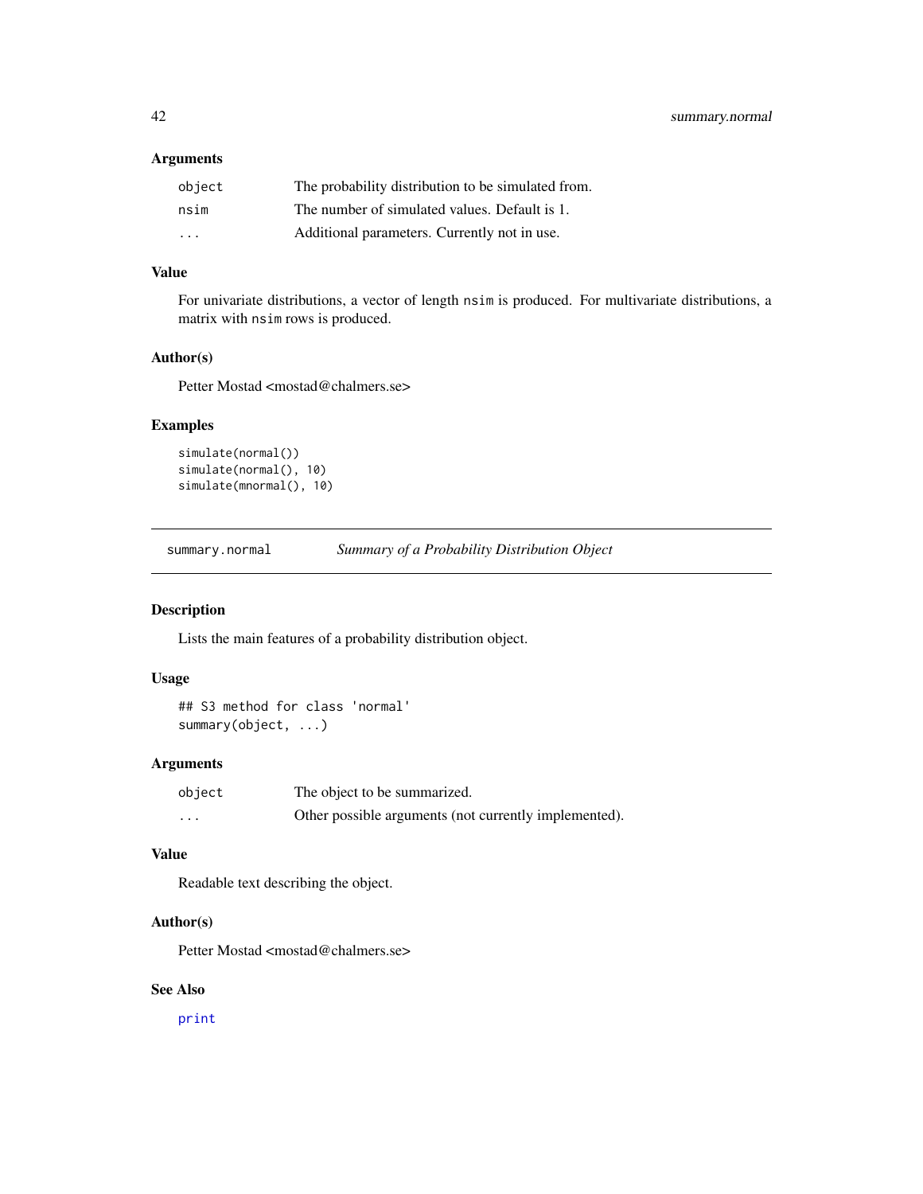### Arguments

| | |
|---|---|
| `object` | The probability distribution to be simulated from. |
| `nsim` | The number of simulated values. Default is 1. |
| `...` | Additional parameters. Currently not in use. |

### Value

For univariate distributions, a vector of length `nsim` is produced. For multivariate distributions, a matrix with `nsim` rows is produced.

### Author(s)

Petter Mostad <mostad@chalmers.se>

### Examples

```
simulate(normal())
simulate(normal(), 10)
simulate(mnormal(), 10)
```

---

## summary.normal *Summary of a Probability Distribution Object*

---

### Description

Lists the main features of a probability distribution object.

### Usage

```
## S3 method for class 'normal'
summary(object, ...)
```

### Arguments

| | |
|---|---|
| `object` | The object to be summarized. |
| `...` | Other possible arguments (not currently implemented). |

### Value

Readable text describing the object.

### Author(s)

Petter Mostad <mostad@chalmers.se>

### See Also

`print`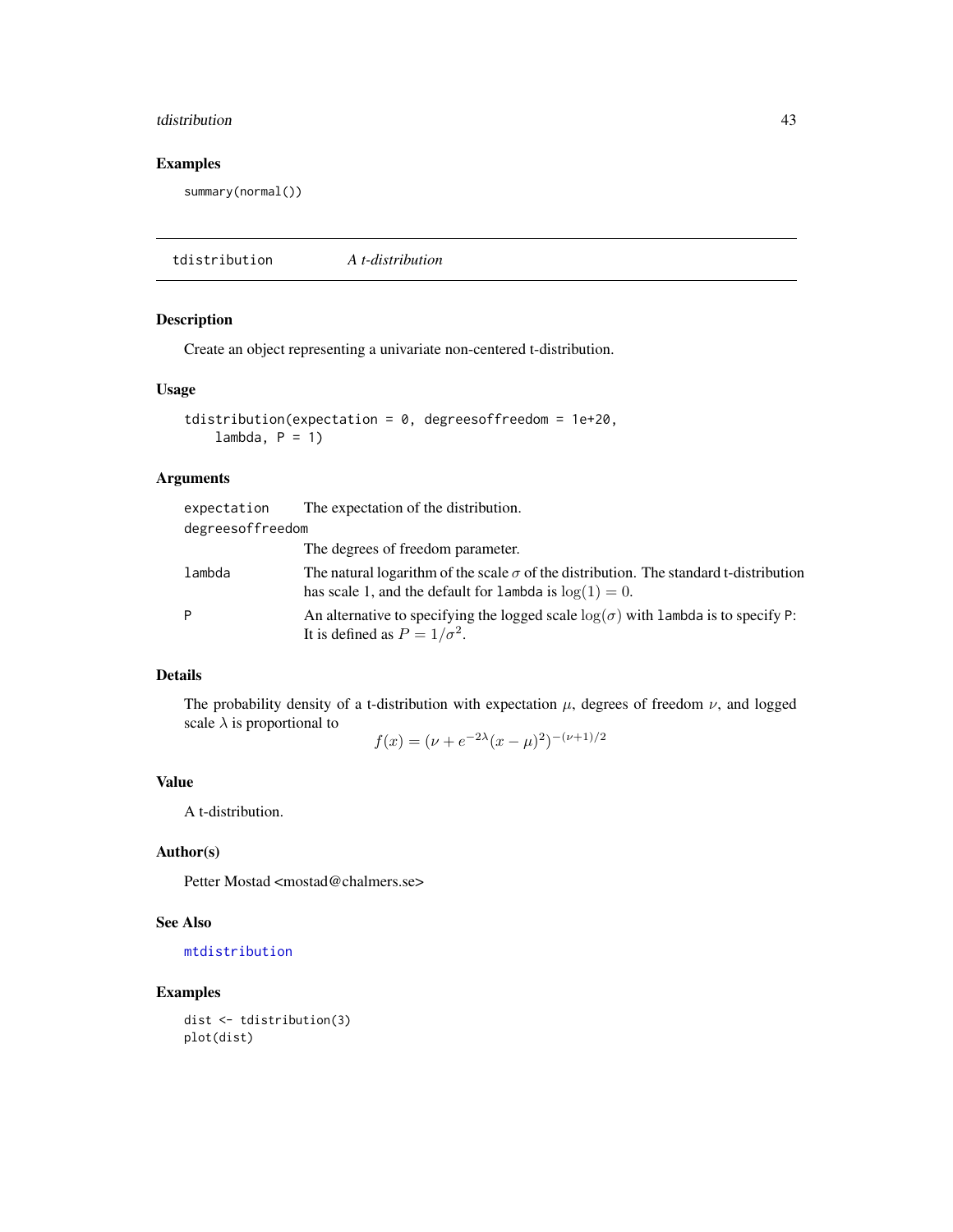## Examples

```
summary(normal())
```

---

## tdistribution — *A t-distribution*

### Description

Create an object representing a univariate non-centered t-distribution.

### Usage

```
tdistribution(expectation = 0, degreesoffreedom = 1e+20,
    lambda, P = 1)
```

### Arguments

| Argument | Description |
| --- | --- |
| `expectation` | The expectation of the distribution. |
| `degreesoffreedom` | The degrees of freedom parameter. |
| `lambda` | The natural logarithm of the scale $\sigma$ of the distribution. The standard t-distribution has scale 1, and the default for `lambda` is $\log(1) = 0$. |
| `P` | An alternative to specifying the logged scale $\log(\sigma)$ with `lambda` is to specify `P`: It is defined as $P = 1/\sigma^2$. |

### Details

The probability density of a t-distribution with expectation $\mu$, degrees of freedom $\nu$, and logged scale $\lambda$ is proportional to

$$f(x) = (\nu + e^{-2\lambda}(x - \mu)^2)^{-(\nu+1)/2}$$

### Value

A t-distribution.

### Author(s)

Petter Mostad <mostad@chalmers.se>

### See Also

`mtdistribution`

### Examples

```
dist <- tdistribution(3)
plot(dist)
```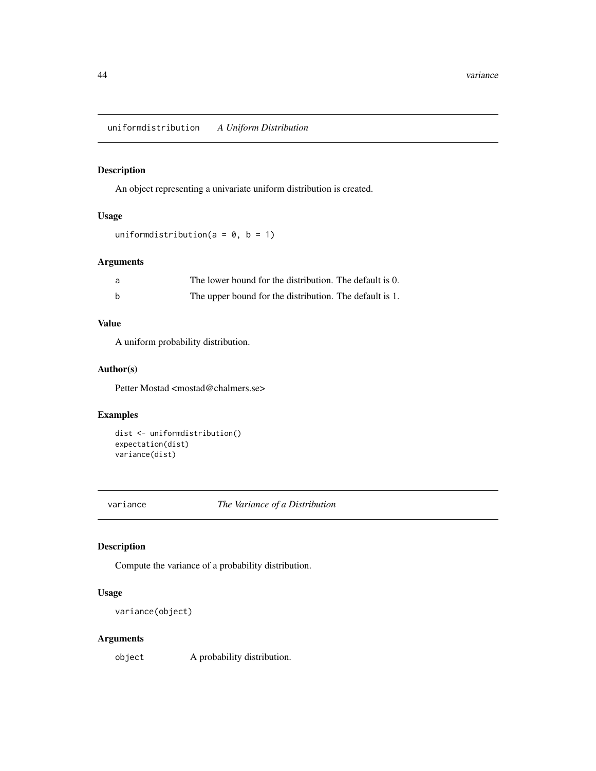## uniformdistribution *A Uniform Distribution*

### Description

An object representing a univariate uniform distribution is created.

### Usage

```
uniformdistribution(a = 0, b = 1)
```

### Arguments

| | |
|---|---|
| a | The lower bound for the distribution. The default is 0. |
| b | The upper bound for the distribution. The default is 1. |

### Value

A uniform probability distribution.

### Author(s)

Petter Mostad <mostad@chalmers.se>

### Examples

```
dist <- uniformdistribution()
expectation(dist)
variance(dist)
```

## variance *The Variance of a Distribution*

### Description

Compute the variance of a probability distribution.

### Usage

```
variance(object)
```

### Arguments

| | |
|---|---|
| object | A probability distribution. |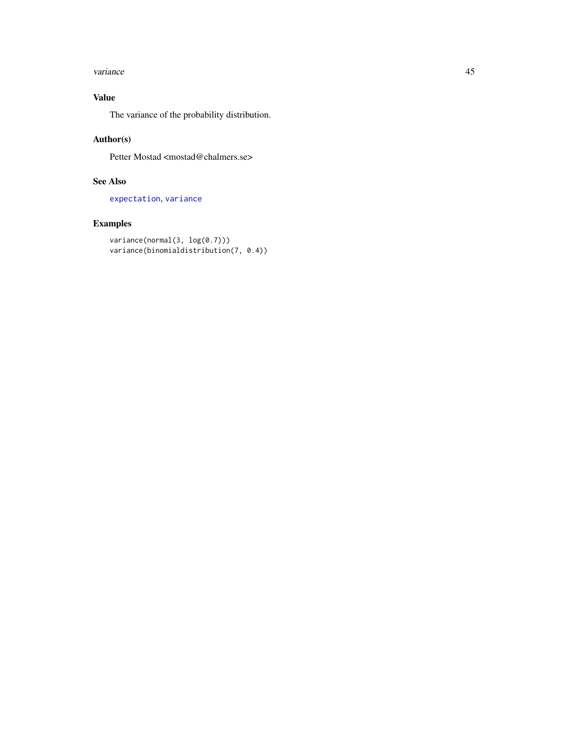## Value

The variance of the probability distribution.

## Author(s)

Petter Mostad <mostad@chalmers.se>

## See Also

`expectation`, `variance`

## Examples

```
variance(normal(3, log(0.7)))
variance(binomialdistribution(7, 0.4))
```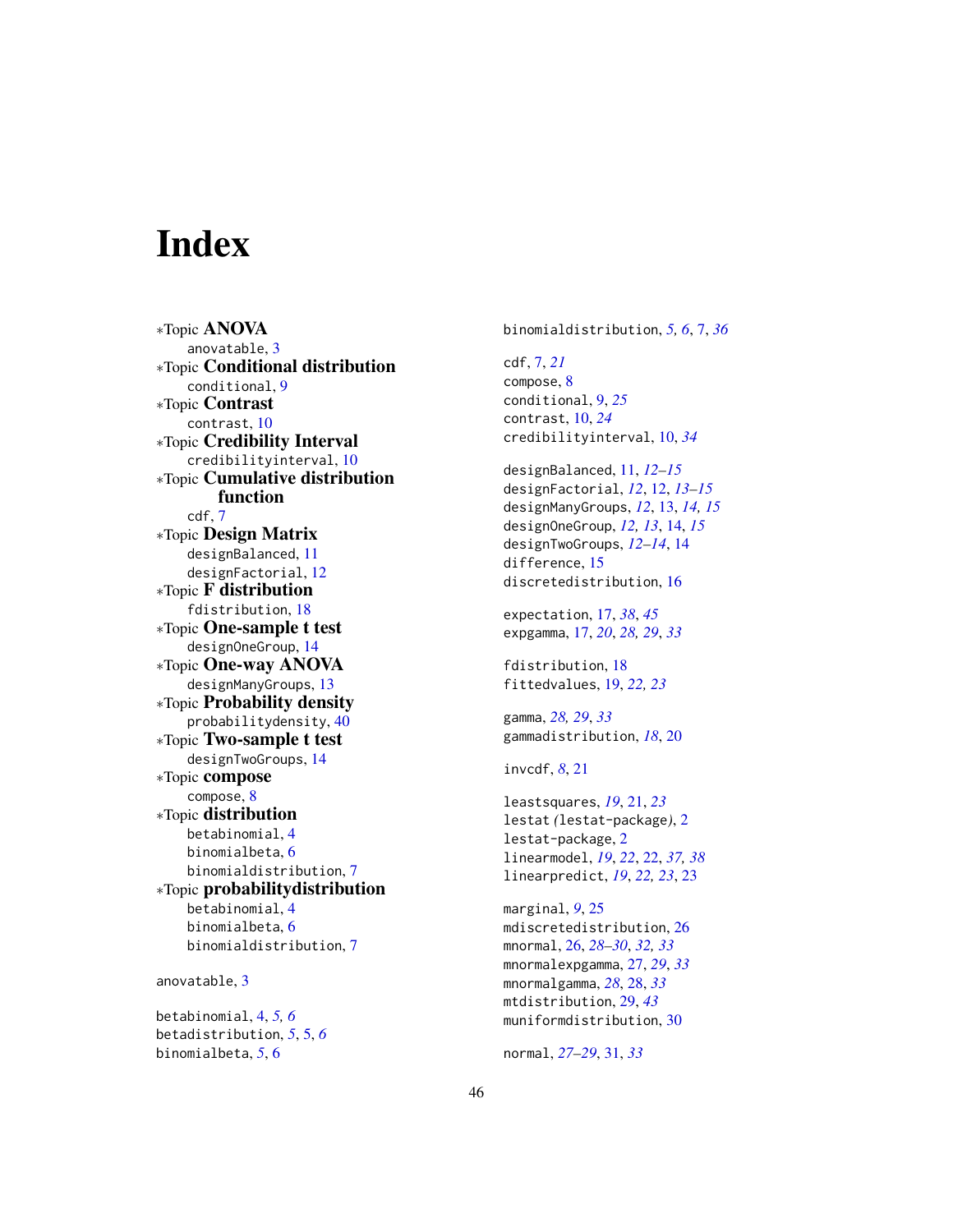# Index

∗Topic **ANOVA**
  anovatable, 3
∗Topic **Conditional distribution**
  conditional, 9
∗Topic **Contrast**
  contrast, 10
∗Topic **Credibility Interval**
  credibilityinterval, 10
∗Topic **Cumulative distribution function**
  cdf, 7
∗Topic **Design Matrix**
  designBalanced, 11
  designFactorial, 12
∗Topic **F distribution**
  fdistribution, 18
∗Topic **One-sample t test**
  designOneGroup, 14
∗Topic **One-way ANOVA**
  designManyGroups, 13
∗Topic **Probability density**
  probabilitydensity, 40
∗Topic **Two-sample t test**
  designTwoGroups, 14
∗Topic **compose**
  compose, 8
∗Topic **distribution**
  betabinomial, 4
  binomialbeta, 6
  binomialdistribution, 7
∗Topic **probabilitydistribution**
  betabinomial, 4
  binomialbeta, 6
  binomialdistribution, 7

anovatable, 3

betabinomial, 4, *5, 6*
betadistribution, *5*, 5, *6*
binomialbeta, *5*, 6
binomialdistribution, *5, 6*, 7, *36*

cdf, 7, *21*
compose, 8
conditional, 9, *25*
contrast, 10, *24*
credibilityinterval, 10, *34*

designBalanced, 11, *12–15*
designFactorial, *12*, 12, *13–15*
designManyGroups, *12*, 13, *14, 15*
designOneGroup, *12, 13*, 14, *15*
designTwoGroups, *12–14*, 14
difference, 15
discretedistribution, 16

expectation, 17, *38*, *45*
expgamma, 17, *20*, *28, 29*, *33*

fdistribution, 18
fittedvalues, 19, *22, 23*

gamma, *28, 29*, *33*
gammadistribution, *18*, 20

invcdf, *8*, 21

leastsquares, *19*, 21, *23*
lestat *(*lestat-package*)*, 2
lestat-package, 2
linearmodel, *19*, *22*, 22, *37, 38*
linearpredict, *19*, *22, 23*, 23

marginal, *9*, 25
mdiscretedistribution, 26
mnormal, 26, *28–30*, *32, 33*
mnormalexpgamma, 27, *29*, *33*
mnormalgamma, *28*, 28, *33*
mtdistribution, 29, *43*
muniformdistribution, 30

normal, *27–29*, 31, *33*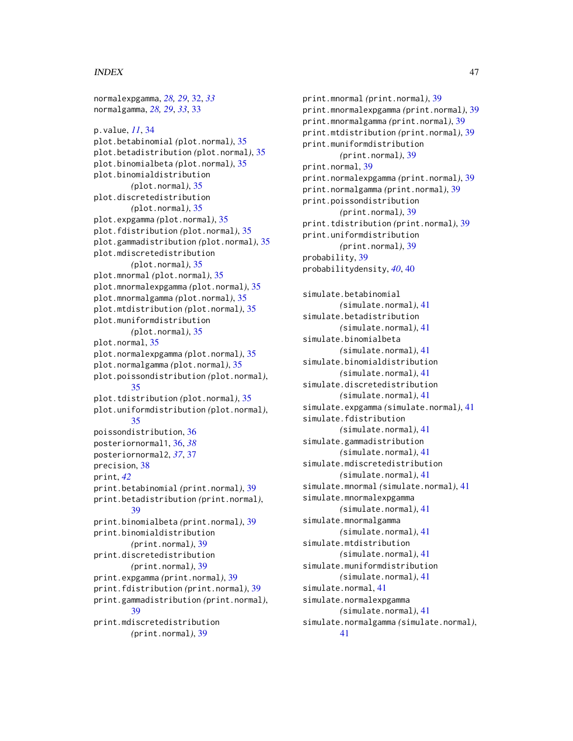normalexpgamma, *28, 29*, 32, *33*
normalgamma, *28, 29*, *33*, 33

p.value, *11*, 34
plot.betabinomial *(plot.normal)*, 35
plot.betadistribution *(plot.normal)*, 35
plot.binomialbeta *(plot.normal)*, 35
plot.binomialdistribution *(plot.normal)*, 35
plot.discretedistribution *(plot.normal)*, 35
plot.expgamma *(plot.normal)*, 35
plot.fdistribution *(plot.normal)*, 35
plot.gammadistribution *(plot.normal)*, 35
plot.mdiscretedistribution *(plot.normal)*, 35
plot.mnormal *(plot.normal)*, 35
plot.mnormalexpgamma *(plot.normal)*, 35
plot.mnormalgamma *(plot.normal)*, 35
plot.mtdistribution *(plot.normal)*, 35
plot.muniformdistribution *(plot.normal)*, 35
plot.normal, 35
plot.normalexpgamma *(plot.normal)*, 35
plot.normalgamma *(plot.normal)*, 35
plot.poissondistribution *(plot.normal)*, 35
plot.tdistribution *(plot.normal)*, 35
plot.uniformdistribution *(plot.normal)*, 35
poissondistribution, 36
posteriornormal1, 36, *38*
posteriornormal2, *37*, 37
precision, 38
print, *42*
print.betabinomial *(print.normal)*, 39
print.betadistribution *(print.normal)*, 39
print.binomialbeta *(print.normal)*, 39
print.binomialdistribution *(print.normal)*, 39
print.discretedistribution *(print.normal)*, 39
print.expgamma *(print.normal)*, 39
print.fdistribution *(print.normal)*, 39
print.gammadistribution *(print.normal)*, 39
print.mdiscretedistribution *(print.normal)*, 39
print.mnormal *(print.normal)*, 39
print.mnormalexpgamma *(print.normal)*, 39
print.mnormalgamma *(print.normal)*, 39
print.mtdistribution *(print.normal)*, 39
print.muniformdistribution *(print.normal)*, 39
print.normal, 39
print.normalexpgamma *(print.normal)*, 39
print.normalgamma *(print.normal)*, 39
print.poissondistribution *(print.normal)*, 39
print.tdistribution *(print.normal)*, 39
print.uniformdistribution *(print.normal)*, 39
probability, 39
probabilitydensity, *40*, 40

simulate.betabinomial *(simulate.normal)*, 41
simulate.betadistribution *(simulate.normal)*, 41
simulate.binomialbeta *(simulate.normal)*, 41
simulate.binomialdistribution *(simulate.normal)*, 41
simulate.discretedistribution *(simulate.normal)*, 41
simulate.expgamma *(simulate.normal)*, 41
simulate.fdistribution *(simulate.normal)*, 41
simulate.gammadistribution *(simulate.normal)*, 41
simulate.mdiscretedistribution *(simulate.normal)*, 41
simulate.mnormal *(simulate.normal)*, 41
simulate.mnormalexpgamma *(simulate.normal)*, 41
simulate.mnormalgamma *(simulate.normal)*, 41
simulate.mtdistribution *(simulate.normal)*, 41
simulate.muniformdistribution *(simulate.normal)*, 41
simulate.normal, 41
simulate.normalexpgamma *(simulate.normal)*, 41
simulate.normalgamma *(simulate.normal)*, 41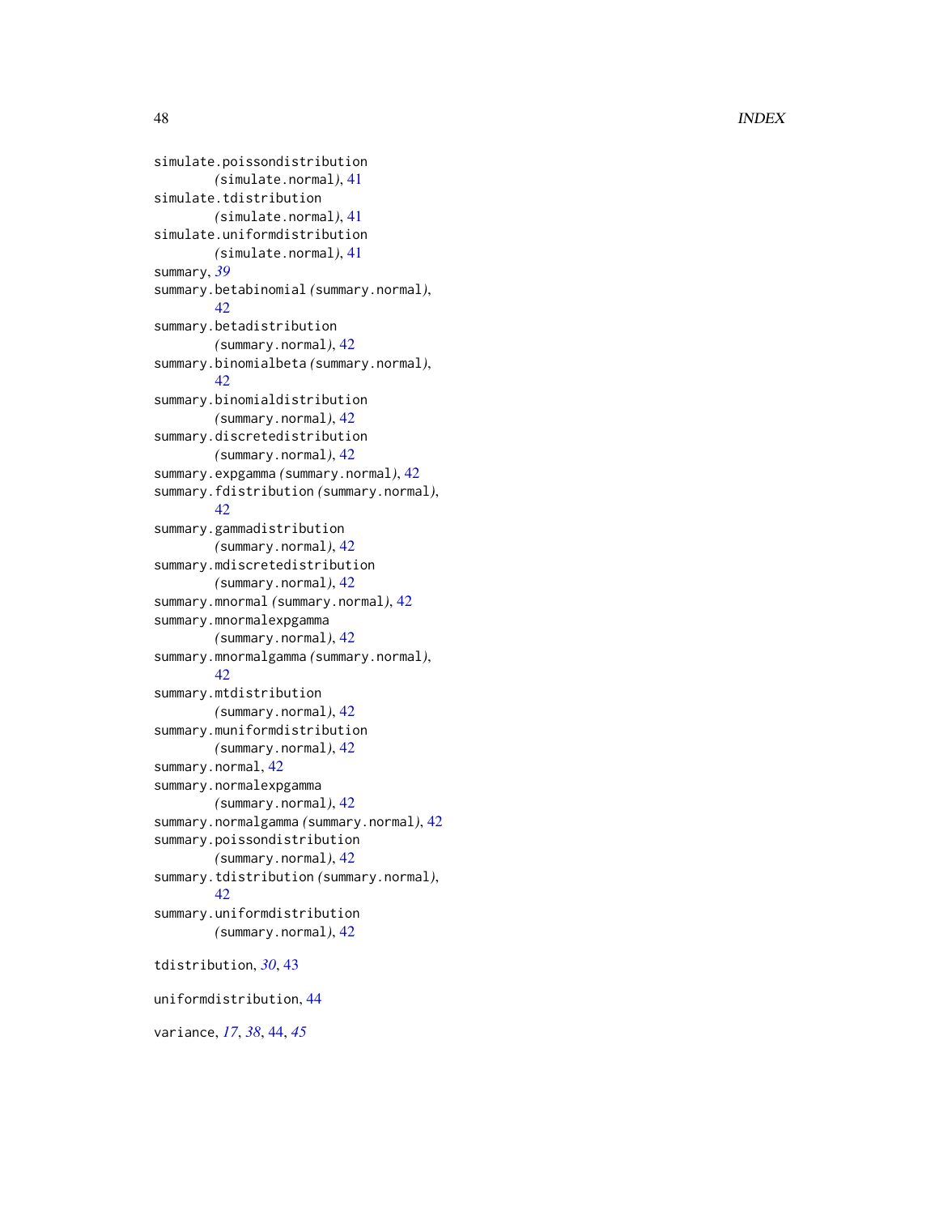simulate.poissondistribution
*(*simulate.normal*)*, 41
simulate.tdistribution
*(*simulate.normal*)*, 41
simulate.uniformdistribution
*(*simulate.normal*)*, 41
summary, *39*
summary.betabinomial *(*summary.normal*)*, 42
summary.betadistribution
*(*summary.normal*)*, 42
summary.binomialbeta *(*summary.normal*)*, 42
summary.binomialdistribution
*(*summary.normal*)*, 42
summary.discretedistribution
*(*summary.normal*)*, 42
summary.expgamma *(*summary.normal*)*, 42
summary.fdistribution *(*summary.normal*)*, 42
summary.gammadistribution
*(*summary.normal*)*, 42
summary.mdiscretedistribution
*(*summary.normal*)*, 42
summary.mnormal *(*summary.normal*)*, 42
summary.mnormalexpgamma
*(*summary.normal*)*, 42
summary.mnormalgamma *(*summary.normal*)*, 42
summary.mtdistribution
*(*summary.normal*)*, 42
summary.muniformdistribution
*(*summary.normal*)*, 42
summary.normal, 42
summary.normalexpgamma
*(*summary.normal*)*, 42
summary.normalgamma *(*summary.normal*)*, 42
summary.poissondistribution
*(*summary.normal*)*, 42
summary.tdistribution *(*summary.normal*)*, 42
summary.uniformdistribution
*(*summary.normal*)*, 42

tdistribution, *30*, 43

uniformdistribution, 44

variance, *17*, *38*, 44, *45*